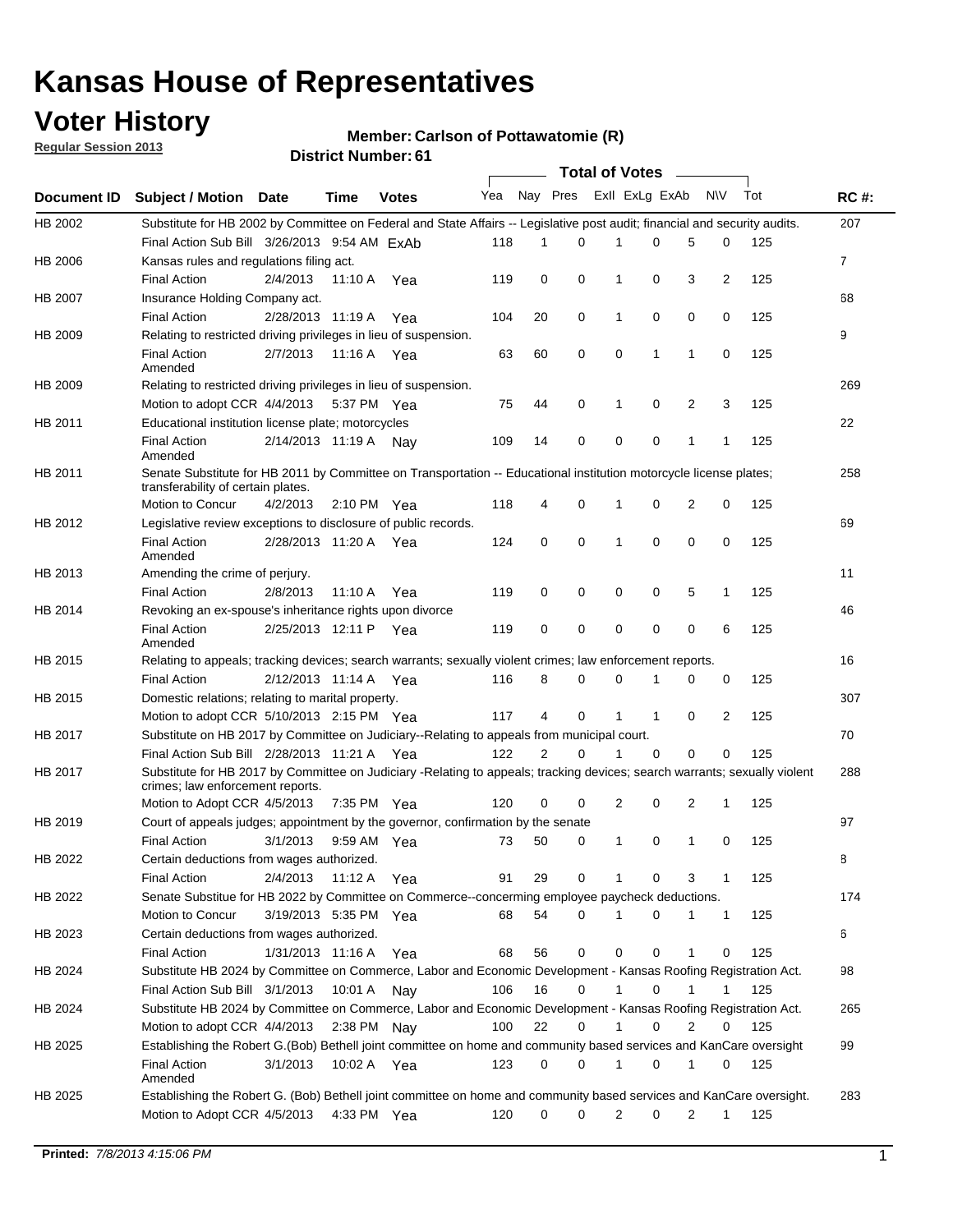# Kansas House of Representatives

## Voter History

**Regular Session 2013**

**Member: Carlson of Pottawatomie (R)**

**District Number: 61**

| Document ID | Subject / Motion | Date | Time | Votes | Yea | Nay | Pres | ExII | ExLg | ExAb | N\V | Tot | RC #: |
|---|---|---|---|---|---|---|---|---|---|---|---|---|---|
| HB 2002 | Substitute for HB 2002 by Committee on Federal and State Affairs -- Legislative post audit; financial and security audits. | | | | | | | | | | | | 207 |
| | Final Action Sub Bill | 3/26/2013 | 9:54 AM | ExAb | 118 | 1 | 0 | 1 | 0 | 5 | 0 | 125 | |
| HB 2006 | Kansas rules and regulations filing act. | | | | | | | | | | | | 7 |
| | Final Action | 2/4/2013 | 11:10 A | Yea | 119 | 0 | 0 | 1 | 0 | 3 | 2 | 125 | |
| HB 2007 | Insurance Holding Company act. | | | | | | | | | | | | 68 |
| | Final Action | 2/28/2013 | 11:19 A | Yea | 104 | 20 | 0 | 1 | 0 | 0 | 0 | 125 | |
| HB 2009 | Relating to restricted driving privileges in lieu of suspension. | | | | | | | | | | | | 9 |
| | Final Action Amended | 2/7/2013 | 11:16 A | Yea | 63 | 60 | 0 | 0 | 1 | 1 | 0 | 125 | |
| HB 2009 | Relating to restricted driving privileges in lieu of suspension. | | | | | | | | | | | | 269 |
| | Motion to adopt CCR | 4/4/2013 | 5:37 PM | Yea | 75 | 44 | 0 | 1 | 0 | 2 | 3 | 125 | |
| HB 2011 | Educational institution license plate; motorcycles | | | | | | | | | | | | 22 |
| | Final Action Amended | 2/14/2013 | 11:19 A | Nay | 109 | 14 | 0 | 0 | 0 | 1 | 1 | 125 | |
| HB 2011 | Senate Substitute for HB 2011 by Committee on Transportation -- Educational institution motorcycle license plates; transferability of certain plates. | | | | | | | | | | | | 258 |
| | Motion to Concur | 4/2/2013 | 2:10 PM | Yea | 118 | 4 | 0 | 1 | 0 | 2 | 0 | 125 | |
| HB 2012 | Legislative review exceptions to disclosure of public records. | | | | | | | | | | | | 69 |
| | Final Action Amended | 2/28/2013 | 11:20 A | Yea | 124 | 0 | 0 | 1 | 0 | 0 | 0 | 125 | |
| HB 2013 | Amending the crime of perjury. | | | | | | | | | | | | 11 |
| | Final Action | 2/8/2013 | 11:10 A | Yea | 119 | 0 | 0 | 0 | 0 | 5 | 1 | 125 | |
| HB 2014 | Revoking an ex-spouse's inheritance rights upon divorce | | | | | | | | | | | | 46 |
| | Final Action Amended | 2/25/2013 | 12:11 P | Yea | 119 | 0 | 0 | 0 | 0 | 0 | 6 | 125 | |
| HB 2015 | Relating to appeals; tracking devices; search warrants; sexually violent crimes; law enforcement reports. | | | | | | | | | | | | 16 |
| | Final Action | 2/12/2013 | 11:14 A | Yea | 116 | 8 | 0 | 0 | 1 | 0 | 0 | 125 | |
| HB 2015 | Domestic relations; relating to marital property. | | | | | | | | | | | | 307 |
| | Motion to adopt CCR | 5/10/2013 | 2:15 PM | Yea | 117 | 4 | 0 | 1 | 1 | 0 | 2 | 125 | |
| HB 2017 | Substitute on HB 2017 by Committee on Judiciary--Relating to appeals from municipal court. | | | | | | | | | | | | 70 |
| | Final Action Sub Bill | 2/28/2013 | 11:21 A | Yea | 122 | 2 | 0 | 1 | 0 | 0 | 0 | 125 | |
| HB 2017 | Substitute for HB 2017 by Committee on Judiciary -Relating to appeals; tracking devices; search warrants; sexually violent crimes; law enforcement reports. | | | | | | | | | | | | 288 |
| | Motion to Adopt CCR | 4/5/2013 | 7:35 PM | Yea | 120 | 0 | 0 | 2 | 0 | 2 | 1 | 125 | |
| HB 2019 | Court of appeals judges; appointment by the governor, confirmation by the senate | | | | | | | | | | | | 97 |
| | Final Action | 3/1/2013 | 9:59 AM | Yea | 73 | 50 | 0 | 1 | 0 | 1 | 0 | 125 | |
| HB 2022 | Certain deductions from wages authorized. | | | | | | | | | | | | 8 |
| | Final Action | 2/4/2013 | 11:12 A | Yea | 91 | 29 | 0 | 1 | 0 | 3 | 1 | 125 | |
| HB 2022 | Senate Substitue for HB 2022 by Committee on Commerce--concerning employee paycheck deductions. | | | | | | | | | | | | 174 |
| | Motion to Concur | 3/19/2013 | 5:35 PM | Yea | 68 | 54 | 0 | 1 | 0 | 1 | 1 | 125 | |
| HB 2023 | Certain deductions from wages authorized. | | | | | | | | | | | | 6 |
| | Final Action | 1/31/2013 | 11:16 A | Yea | 68 | 56 | 0 | 0 | 0 | 1 | 0 | 125 | |
| HB 2024 | Substitute HB 2024 by Committee on Commerce, Labor and Economic Development - Kansas Roofing Registration Act. | | | | | | | | | | | | 98 |
| | Final Action Sub Bill | 3/1/2013 | 10:01 A | Nay | 106 | 16 | 0 | 1 | 0 | 1 | 1 | 125 | |
| HB 2024 | Substitute HB 2024 by Committee on Commerce, Labor and Economic Development - Kansas Roofing Registration Act. | | | | | | | | | | | | 265 |
| | Motion to adopt CCR | 4/4/2013 | 2:38 PM | Nay | 100 | 22 | 0 | 1 | 0 | 2 | 0 | 125 | |
| HB 2025 | Establishing the Robert G.(Bob) Bethell joint committee on home and community based services and KanCare oversight | | | | | | | | | | | | 99 |
| | Final Action Amended | 3/1/2013 | 10:02 A | Yea | 123 | 0 | 0 | 1 | 0 | 1 | 0 | 125 | |
| HB 2025 | Establishing the Robert G. (Bob) Bethell joint committee on home and community based services and KanCare oversight. | | | | | | | | | | | | 283 |
| | Motion to Adopt CCR | 4/5/2013 | 4:33 PM | Yea | 120 | 0 | 0 | 2 | 0 | 2 | 1 | 125 | |

**Printed:** *7/8/2013 4:15:06 PM*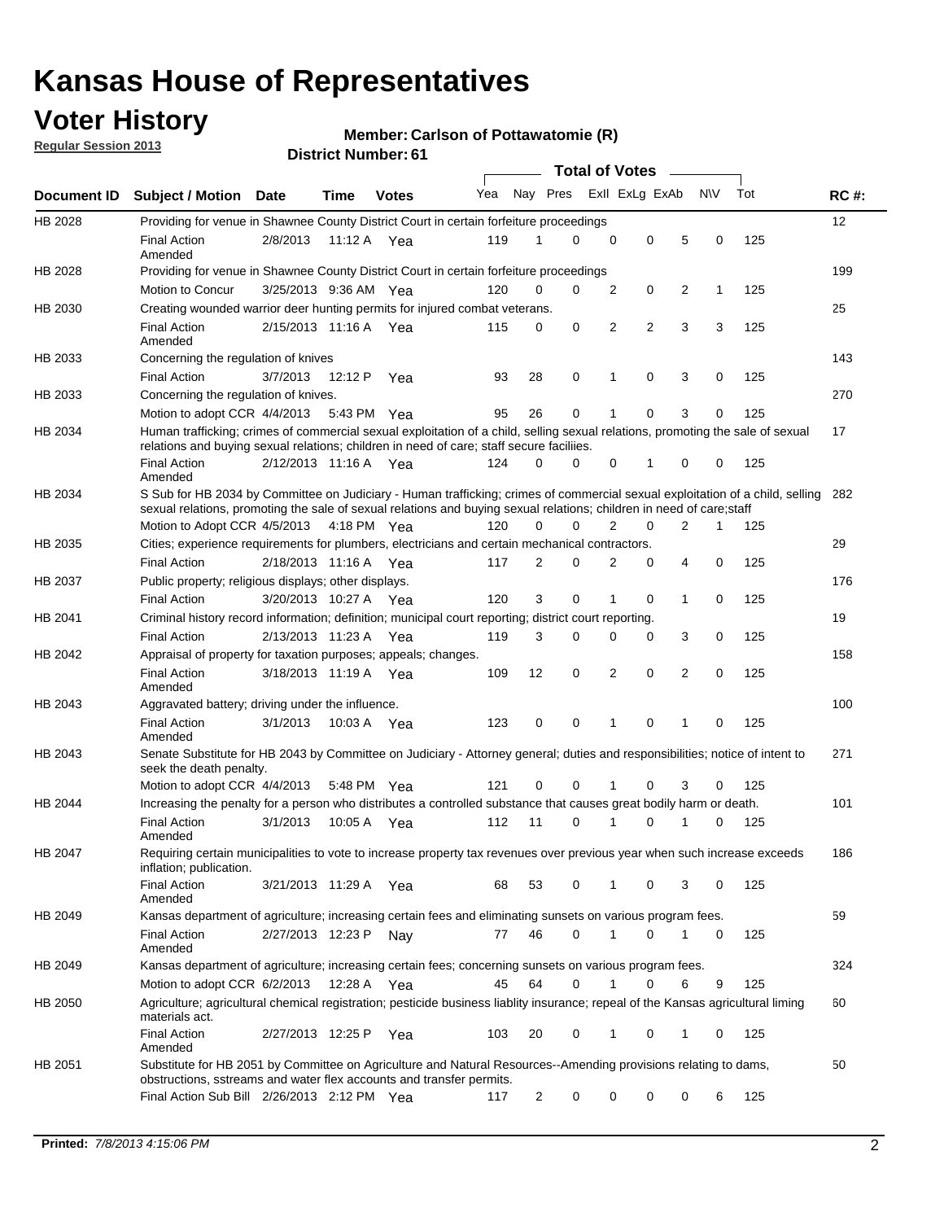# Kansas House of Representatives

## Voter History

**Regular Session 2013**

**Member: Carlson of Pottawatomie (R)**

**District Number: 61**

| Document ID | Subject / Motion | Date | Time | Votes | Yea | Nay | Pres | ExII | ExLg | ExAb | N\V | Tot | RC #: |
|---|---|---|---|---|---|---|---|---|---|---|---|---|---|
| HB 2028 | Providing for venue in Shawnee County District Court in certain forfeiture proceedings | | | | | | | | | | | | 12 |
| | Final Action Amended | 2/8/2013 | 11:12 A | Yea | 119 | 1 | 0 | 0 | 0 | 5 | 0 | 125 | |
| HB 2028 | Providing for venue in Shawnee County District Court in certain forfeiture proceedings | | | | | | | | | | | | 199 |
| | Motion to Concur | 3/25/2013 | 9:36 AM | Yea | 120 | 0 | 0 | 2 | 0 | 2 | 1 | 125 | |
| HB 2030 | Creating wounded warrior deer hunting permits for injured combat veterans. | | | | | | | | | | | | 25 |
| | Final Action Amended | 2/15/2013 | 11:16 A | Yea | 115 | 0 | 0 | 2 | 2 | 3 | 3 | 125 | |
| HB 2033 | Concerning the regulation of knives | | | | | | | | | | | | 143 |
| | Final Action | 3/7/2013 | 12:12 P | Yea | 93 | 28 | 0 | 1 | 0 | 3 | 0 | 125 | |
| HB 2033 | Concerning the regulation of knives. | | | | | | | | | | | | 270 |
| | Motion to adopt CCR | 4/4/2013 | 5:43 PM | Yea | 95 | 26 | 0 | 1 | 0 | 3 | 0 | 125 | |
| HB 2034 | Human trafficking; crimes of commercial sexual exploitation of a child, selling sexual relations, promoting the sale of sexual relations and buying sexual relations; children in need of care; staff secure faciliies. | | | | | | | | | | | | 17 |
| | Final Action Amended | 2/12/2013 | 11:16 A | Yea | 124 | 0 | 0 | 0 | 1 | 0 | 0 | 125 | |
| HB 2034 | S Sub for HB 2034 by Committee on Judiciary - Human trafficking; crimes of commercial sexual exploitation of a child, selling sexual relations, promoting the sale of sexual relations and buying sexual relations; children in need of care;staff | | | | | | | | | | | | 282 |
| | Motion to Adopt CCR | 4/5/2013 | 4:18 PM | Yea | 120 | 0 | 0 | 2 | 0 | 2 | 1 | 125 | |
| HB 2035 | Cities; experience requirements for plumbers, electricians and certain mechanical contractors. | | | | | | | | | | | | 29 |
| | Final Action | 2/18/2013 | 11:16 A | Yea | 117 | 2 | 0 | 2 | 0 | 4 | 0 | 125 | |
| HB 2037 | Public property; religious displays; other displays. | | | | | | | | | | | | 176 |
| | Final Action | 3/20/2013 | 10:27 A | Yea | 120 | 3 | 0 | 1 | 0 | 1 | 0 | 125 | |
| HB 2041 | Criminal history record information; definition; municipal court reporting; district court reporting. | | | | | | | | | | | | 19 |
| | Final Action | 2/13/2013 | 11:23 A | Yea | 119 | 3 | 0 | 0 | 0 | 3 | 0 | 125 | |
| HB 2042 | Appraisal of property for taxation purposes; appeals; changes. | | | | | | | | | | | | 158 |
| | Final Action Amended | 3/18/2013 | 11:19 A | Yea | 109 | 12 | 0 | 2 | 0 | 2 | 0 | 125 | |
| HB 2043 | Aggravated battery; driving under the influence. | | | | | | | | | | | | 100 |
| | Final Action Amended | 3/1/2013 | 10:03 A | Yea | 123 | 0 | 0 | 1 | 0 | 1 | 0 | 125 | |
| HB 2043 | Senate Substitute for HB 2043 by Committee on Judiciary - Attorney general; duties and responsibilities; notice of intent to seek the death penalty. | | | | | | | | | | | | 271 |
| | Motion to adopt CCR | 4/4/2013 | 5:48 PM | Yea | 121 | 0 | 0 | 1 | 0 | 3 | 0 | 125 | |
| HB 2044 | Increasing the penalty for a person who distributes a controlled substance that causes great bodily harm or death. | | | | | | | | | | | | 101 |
| | Final Action Amended | 3/1/2013 | 10:05 A | Yea | 112 | 11 | 0 | 1 | 0 | 1 | 0 | 125 | |
| HB 2047 | Requiring certain municipalities to vote to increase property tax revenues over previous year when such increase exceeds inflation; publication. | | | | | | | | | | | | 186 |
| | Final Action Amended | 3/21/2013 | 11:29 A | Yea | 68 | 53 | 0 | 1 | 0 | 3 | 0 | 125 | |
| HB 2049 | Kansas department of agriculture; increasing certain fees and eliminating sunsets on various program fees. | | | | | | | | | | | | 59 |
| | Final Action Amended | 2/27/2013 | 12:23 P | Nay | 77 | 46 | 0 | 1 | 0 | 1 | 0 | 125 | |
| HB 2049 | Kansas department of agriculture; increasing certain fees; concerning sunsets on various program fees. | | | | | | | | | | | | 324 |
| | Motion to adopt CCR | 6/2/2013 | 12:28 A | Yea | 45 | 64 | 0 | 1 | 0 | 6 | 9 | 125 | |
| HB 2050 | Agriculture; agricultural chemical registration; pesticide business liablity insurance; repeal of the Kansas agricultural liming materials act. | | | | | | | | | | | | 60 |
| | Final Action Amended | 2/27/2013 | 12:25 P | Yea | 103 | 20 | 0 | 1 | 0 | 1 | 0 | 125 | |
| HB 2051 | Substitute for HB 2051 by Committee on Agriculture and Natural Resources--Amending provisions relating to dams, obstructions, sstreams and water flex accounts and transfer permits. | | | | | | | | | | | | 50 |
| | Final Action Sub Bill | 2/26/2013 | 2:12 PM | Yea | 117 | 2 | 0 | 0 | 0 | 0 | 6 | 125 | |

**Printed:** *7/8/2013 4:15:06 PM*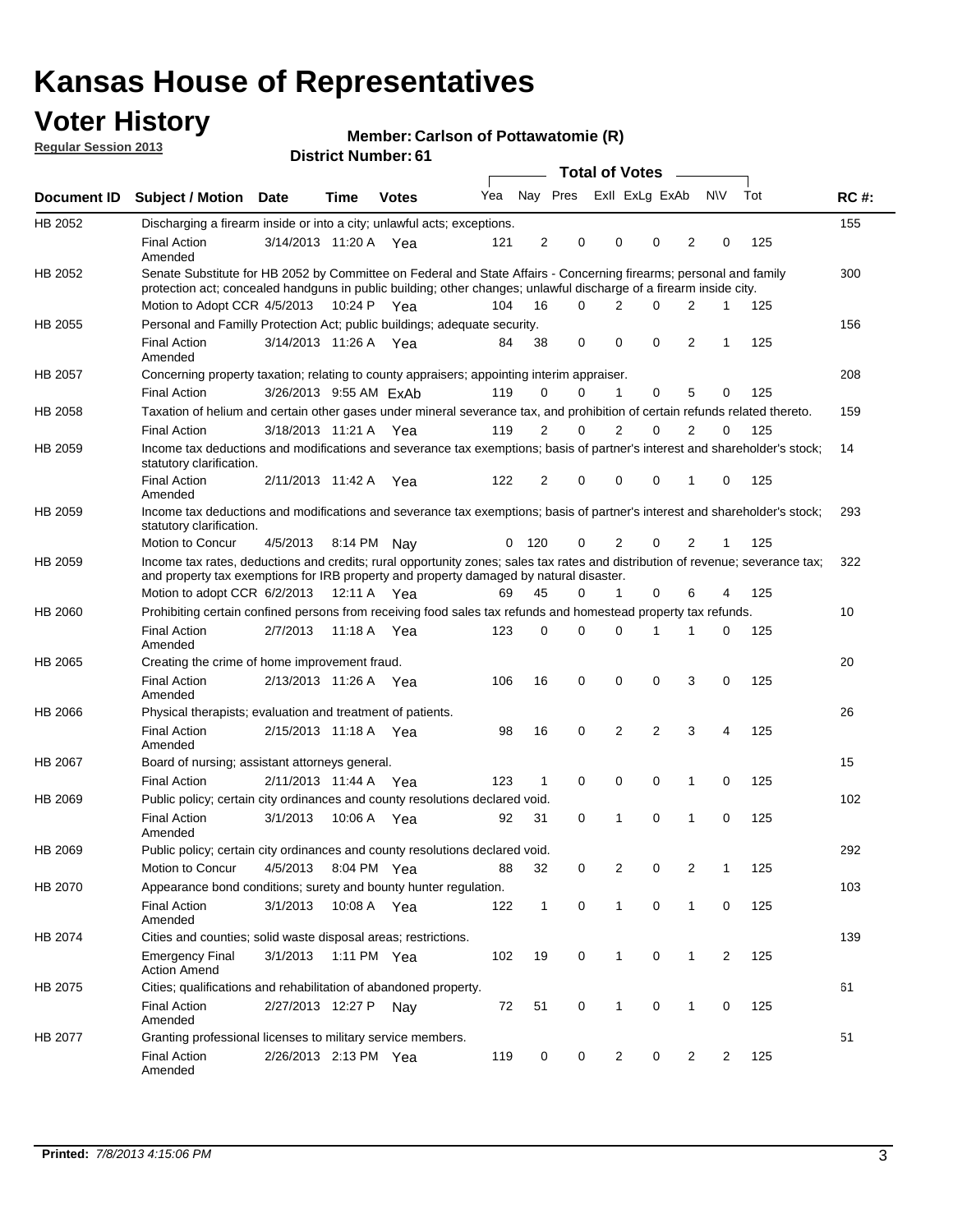# Kansas House of Representatives

## Voter History

**Regular Session 2013**

**Member: Carlson of Pottawatomie (R)**

**District Number: 61**

| Document ID | Subject / Motion | Date | Time | Votes | Yea | Nay | Pres | ExII | ExLg | ExAb | N\V | Tot | RC #: |
|---|---|---|---|---|---|---|---|---|---|---|---|---|---|
| HB 2052 | Discharging a firearm inside or into a city; unlawful acts; exceptions. | | | | | | | | | | | | 155 |
| | Final Action Amended | 3/14/2013 | 11:20 A | Yea | 121 | 2 | 0 | 0 | 0 | 2 | 0 | 125 | |
| HB 2052 | Senate Substitute for HB 2052 by Committee on Federal and State Affairs - Concerning firearms; personal and family protection act; concealed handguns in public building; other changes; unlawful discharge of a firearm inside city. | | | | | | | | | | | | 300 |
| | Motion to Adopt CCR | 4/5/2013 | 10:24 P | Yea | 104 | 16 | 0 | 2 | 0 | 2 | 1 | 125 | |
| HB 2055 | Personal and Familly Protection Act; public buildings; adequate security. | | | | | | | | | | | | 156 |
| | Final Action Amended | 3/14/2013 | 11:26 A | Yea | 84 | 38 | 0 | 0 | 0 | 2 | 1 | 125 | |
| HB 2057 | Concerning property taxation; relating to county appraisers; appointing interim appraiser. | | | | | | | | | | | | 208 |
| | Final Action | 3/26/2013 | 9:55 AM | ExAb | 119 | 0 | 0 | 1 | 0 | 5 | 0 | 125 | |
| HB 2058 | Taxation of helium and certain other gases under mineral severance tax, and prohibition of certain refunds related thereto. | | | | | | | | | | | | 159 |
| | Final Action | 3/18/2013 | 11:21 A | Yea | 119 | 2 | 0 | 2 | 0 | 2 | 0 | 125 | |
| HB 2059 | Income tax deductions and modifications and severance tax exemptions; basis of partner's interest and shareholder's stock; statutory clarification. | | | | | | | | | | | | 14 |
| | Final Action Amended | 2/11/2013 | 11:42 A | Yea | 122 | 2 | 0 | 0 | 0 | 1 | 0 | 125 | |
| HB 2059 | Income tax deductions and modifications and severance tax exemptions; basis of partner's interest and shareholder's stock; statutory clarification. | | | | | | | | | | | | 293 |
| | Motion to Concur | 4/5/2013 | 8:14 PM | Nay | 0 | 120 | 0 | 2 | 0 | 2 | 1 | 125 | |
| HB 2059 | Income tax rates, deductions and credits; rural opportunity zones; sales tax rates and distribution of revenue; severance tax; and property tax exemptions for IRB property and property damaged by natural disaster. | | | | | | | | | | | | 322 |
| | Motion to adopt CCR | 6/2/2013 | 12:11 A | Yea | 69 | 45 | 0 | 1 | 0 | 6 | 4 | 125 | |
| HB 2060 | Prohibiting certain confined persons from receiving food sales tax refunds and homestead property tax refunds. | | | | | | | | | | | | 10 |
| | Final Action Amended | 2/7/2013 | 11:18 A | Yea | 123 | 0 | 0 | 0 | 1 | 1 | 0 | 125 | |
| HB 2065 | Creating the crime of home improvement fraud. | | | | | | | | | | | | 20 |
| | Final Action Amended | 2/13/2013 | 11:26 A | Yea | 106 | 16 | 0 | 0 | 0 | 3 | 0 | 125 | |
| HB 2066 | Physical therapists; evaluation and treatment of patients. | | | | | | | | | | | | 26 |
| | Final Action Amended | 2/15/2013 | 11:18 A | Yea | 98 | 16 | 0 | 2 | 2 | 3 | 4 | 125 | |
| HB 2067 | Board of nursing; assistant attorneys general. | | | | | | | | | | | | 15 |
| | Final Action | 2/11/2013 | 11:44 A | Yea | 123 | 1 | 0 | 0 | 0 | 1 | 0 | 125 | |
| HB 2069 | Public policy; certain city ordinances and county resolutions declared void. | | | | | | | | | | | | 102 |
| | Final Action Amended | 3/1/2013 | 10:06 A | Yea | 92 | 31 | 0 | 1 | 0 | 1 | 0 | 125 | |
| HB 2069 | Public policy; certain city ordinances and county resolutions declared void. | | | | | | | | | | | | 292 |
| | Motion to Concur | 4/5/2013 | 8:04 PM | Yea | 88 | 32 | 0 | 2 | 0 | 2 | 1 | 125 | |
| HB 2070 | Appearance bond conditions; surety and bounty hunter regulation. | | | | | | | | | | | | 103 |
| | Final Action Amended | 3/1/2013 | 10:08 A | Yea | 122 | 1 | 0 | 1 | 0 | 1 | 0 | 125 | |
| HB 2074 | Cities and counties; solid waste disposal areas; restrictions. | | | | | | | | | | | | 139 |
| | Emergency Final Action Amend | 3/1/2013 | 1:11 PM | Yea | 102 | 19 | 0 | 1 | 0 | 1 | 2 | 125 | |
| HB 2075 | Cities; qualifications and rehabilitation of abandoned property. | | | | | | | | | | | | 61 |
| | Final Action Amended | 2/27/2013 | 12:27 P | Nay | 72 | 51 | 0 | 1 | 0 | 1 | 0 | 125 | |
| HB 2077 | Granting professional licenses to military service members. | | | | | | | | | | | | 51 |
| | Final Action Amended | 2/26/2013 | 2:13 PM | Yea | 119 | 0 | 0 | 2 | 0 | 2 | 2 | 125 | |

**Printed:** *7/8/2013 4:15:06 PM*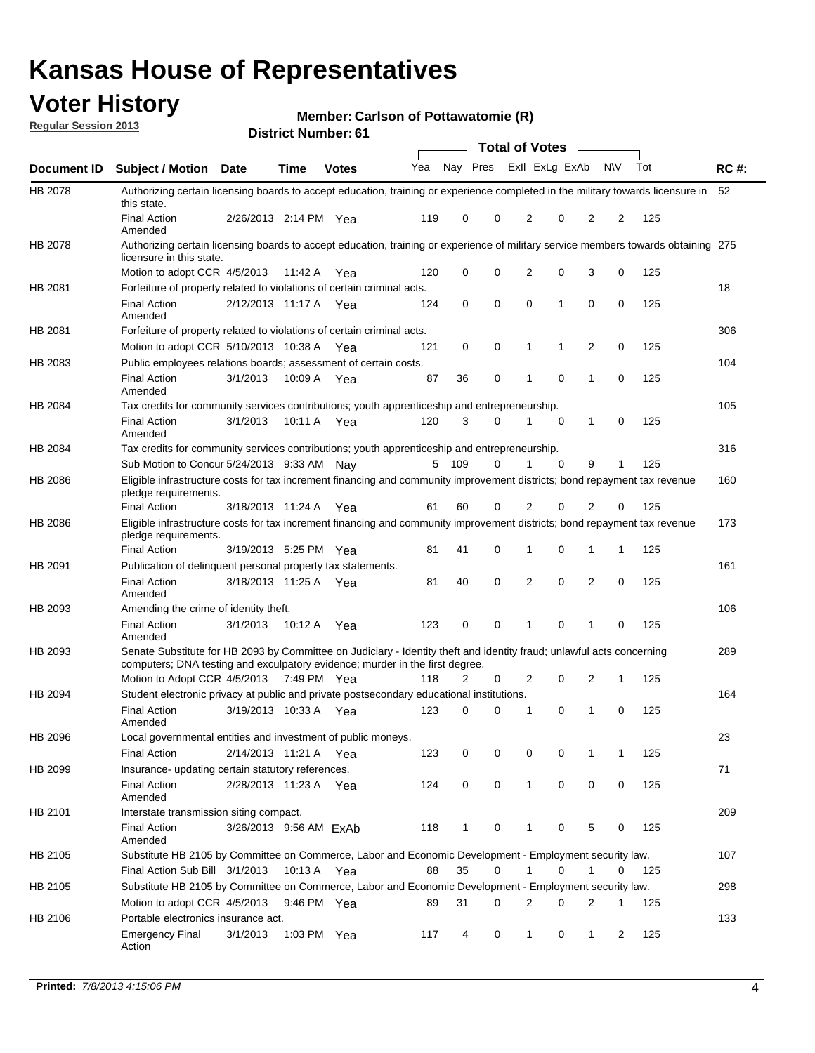# Kansas House of Representatives

## Voter History

**Regular Session 2013**

**Member: Carlson of Pottawatomie (R)**

**District Number: 61**

| Document ID | Subject / Motion | Date | Time | Votes | Yea | Nay | Pres | ExII | ExLg | ExAb | N\V | Tot | RC #: |
|---|---|---|---|---|---|---|---|---|---|---|---|---|---|
| HB 2078 | Authorizing certain licensing boards to accept education, training or experience completed in the military towards licensure in this state. | | | | | | | | | | | | 52 |
| | Final Action Amended | 2/26/2013 | 2:14 PM | Yea | 119 | 0 | 0 | 2 | 0 | 2 | 2 | 125 | |
| HB 2078 | Authorizing certain licensing boards to accept education, training or experience of military service members towards obtaining licensure in this state. | | | | | | | | | | | | 275 |
| | Motion to adopt CCR | 4/5/2013 | 11:42 A | Yea | 120 | 0 | 0 | 2 | 0 | 3 | 0 | 125 | |
| HB 2081 | Forfeiture of property related to violations of certain criminal acts. | | | | | | | | | | | | 18 |
| | Final Action Amended | 2/12/2013 | 11:17 A | Yea | 124 | 0 | 0 | 0 | 1 | 0 | 0 | 125 | |
| HB 2081 | Forfeiture of property related to violations of certain criminal acts. | | | | | | | | | | | | 306 |
| | Motion to adopt CCR | 5/10/2013 | 10:38 A | Yea | 121 | 0 | 0 | 1 | 1 | 2 | 0 | 125 | |
| HB 2083 | Public employees relations boards; assessment of certain costs. | | | | | | | | | | | | 104 |
| | Final Action Amended | 3/1/2013 | 10:09 A | Yea | 87 | 36 | 0 | 1 | 0 | 1 | 0 | 125 | |
| HB 2084 | Tax credits for community services contributions; youth apprenticeship and entrepreneurship. | | | | | | | | | | | | 105 |
| | Final Action Amended | 3/1/2013 | 10:11 A | Yea | 120 | 3 | 0 | 1 | 0 | 1 | 0 | 125 | |
| HB 2084 | Tax credits for community services contributions; youth apprenticeship and entrepreneurship. | | | | | | | | | | | | 316 |
| | Sub Motion to Concur | 5/24/2013 | 9:33 AM | Nay | 5 | 109 | 0 | 1 | 0 | 9 | 1 | 125 | |
| HB 2086 | Eligible infrastructure costs for tax increment financing and community improvement districts; bond repayment tax revenue pledge requirements. | | | | | | | | | | | | 160 |
| | Final Action | 3/18/2013 | 11:24 A | Yea | 61 | 60 | 0 | 2 | 0 | 2 | 0 | 125 | |
| HB 2086 | Eligible infrastructure costs for tax increment financing and community improvement districts; bond repayment tax revenue pledge requirements. | | | | | | | | | | | | 173 |
| | Final Action | 3/19/2013 | 5:25 PM | Yea | 81 | 41 | 0 | 1 | 0 | 1 | 1 | 125 | |
| HB 2091 | Publication of delinquent personal property tax statements. | | | | | | | | | | | | 161 |
| | Final Action Amended | 3/18/2013 | 11:25 A | Yea | 81 | 40 | 0 | 2 | 0 | 2 | 0 | 125 | |
| HB 2093 | Amending the crime of identity theft. | | | | | | | | | | | | 106 |
| | Final Action Amended | 3/1/2013 | 10:12 A | Yea | 123 | 0 | 0 | 1 | 0 | 1 | 0 | 125 | |
| HB 2093 | Senate Substitute for HB 2093 by Committee on Judiciary - Identity theft and identity fraud; unlawful acts concerning computers; DNA testing and exculpatory evidence; murder in the first degree. | | | | | | | | | | | | 289 |
| | Motion to Adopt CCR | 4/5/2013 | 7:49 PM | Yea | 118 | 2 | 0 | 2 | 0 | 2 | 1 | 125 | |
| HB 2094 | Student electronic privacy at public and private postsecondary educational institutions. | | | | | | | | | | | | 164 |
| | Final Action Amended | 3/19/2013 | 10:33 A | Yea | 123 | 0 | 0 | 1 | 0 | 1 | 0 | 125 | |
| HB 2096 | Local governmental entities and investment of public moneys. | | | | | | | | | | | | 23 |
| | Final Action | 2/14/2013 | 11:21 A | Yea | 123 | 0 | 0 | 0 | 0 | 1 | 1 | 125 | |
| HB 2099 | Insurance- updating certain statutory references. | | | | | | | | | | | | 71 |
| | Final Action Amended | 2/28/2013 | 11:23 A | Yea | 124 | 0 | 0 | 1 | 0 | 0 | 0 | 125 | |
| HB 2101 | Interstate transmission siting compact. | | | | | | | | | | | | 209 |
| | Final Action Amended | 3/26/2013 | 9:56 AM | ExAb | 118 | 1 | 0 | 1 | 0 | 5 | 0 | 125 | |
| HB 2105 | Substitute HB 2105 by Committee on Commerce, Labor and Economic Development - Employment security law. | | | | | | | | | | | | 107 |
| | Final Action Sub Bill | 3/1/2013 | 10:13 A | Yea | 88 | 35 | 0 | 1 | 0 | 1 | 0 | 125 | |
| HB 2105 | Substitute HB 2105 by Committee on Commerce, Labor and Economic Development - Employment security law. | | | | | | | | | | | | 298 |
| | Motion to adopt CCR | 4/5/2013 | 9:46 PM | Yea | 89 | 31 | 0 | 2 | 0 | 2 | 1 | 125 | |
| HB 2106 | Portable electronics insurance act. | | | | | | | | | | | | 133 |
| | Emergency Final Action | 3/1/2013 | 1:03 PM | Yea | 117 | 4 | 0 | 1 | 0 | 1 | 2 | 125 | |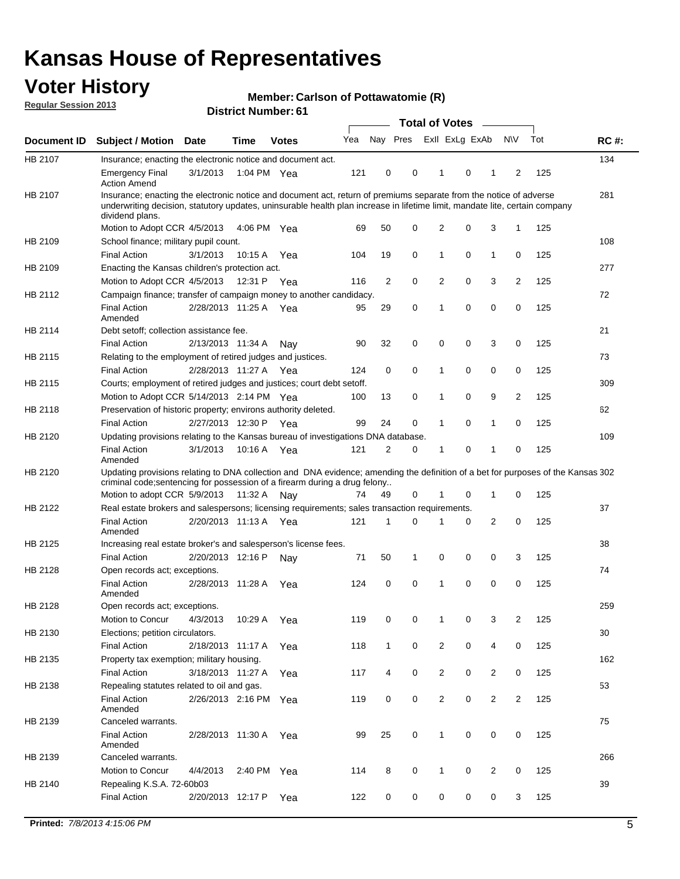# Kansas House of Representatives

## Voter History

**Regular Session 2013**

**Member: Carlson of Pottawatomie (R)**

**District Number: 61**

| Document ID | Subject / Motion | Date | Time | Votes | Yea | Nay | Pres | ExII | ExLg | ExAb | N\V | Tot | RC #: |
|---|---|---|---|---|---|---|---|---|---|---|---|---|---|
| HB 2107 | Insurance; enacting the electronic notice and document act. | | | | | | | | | | | | 134 |
| | Emergency Final Action Amend | 3/1/2013 | 1:04 PM | Yea | 121 | 0 | 0 | 1 | 0 | 1 | 2 | 125 | |
| HB 2107 | Insurance; enacting the electronic notice and document act, return of premiums separate from the notice of adverse underwriting decision, statutory updates, uninsurable health plan increase in lifetime limit, mandate lite, certain company dividend plans. | | | | | | | | | | | | 281 |
| | Motion to Adopt CCR | 4/5/2013 | 4:06 PM | Yea | 69 | 50 | 0 | 2 | 0 | 3 | 1 | 125 | |
| HB 2109 | School finance; military pupil count. | | | | | | | | | | | | 108 |
| | Final Action | 3/1/2013 | 10:15 A | Yea | 104 | 19 | 0 | 1 | 0 | 1 | 0 | 125 | |
| HB 2109 | Enacting the Kansas children's protection act. | | | | | | | | | | | | 277 |
| | Motion to Adopt CCR | 4/5/2013 | 12:31 P | Yea | 116 | 2 | 0 | 2 | 0 | 3 | 2 | 125 | |
| HB 2112 | Campaign finance; transfer of campaign money to another candidacy. | | | | | | | | | | | | 72 |
| | Final Action Amended | 2/28/2013 | 11:25 A | Yea | 95 | 29 | 0 | 1 | 0 | 0 | 0 | 125 | |
| HB 2114 | Debt setoff; collection assistance fee. | | | | | | | | | | | | 21 |
| | Final Action | 2/13/2013 | 11:34 A | Nay | 90 | 32 | 0 | 0 | 0 | 3 | 0 | 125 | |
| HB 2115 | Relating to the employment of retired judges and justices. | | | | | | | | | | | | 73 |
| | Final Action | 2/28/2013 | 11:27 A | Yea | 124 | 0 | 0 | 1 | 0 | 0 | 0 | 125 | |
| HB 2115 | Courts; employment of retired judges and justices; court debt setoff. | | | | | | | | | | | | 309 |
| | Motion to Adopt CCR | 5/14/2013 | 2:14 PM | Yea | 100 | 13 | 0 | 1 | 0 | 9 | 2 | 125 | |
| HB 2118 | Preservation of historic property; environs authority deleted. | | | | | | | | | | | | 62 |
| | Final Action | 2/27/2013 | 12:30 P | Yea | 99 | 24 | 0 | 1 | 0 | 1 | 0 | 125 | |
| HB 2120 | Updating provisions relating to the Kansas bureau of investigations DNA database. | | | | | | | | | | | | 109 |
| | Final Action Amended | 3/1/2013 | 10:16 A | Yea | 121 | 2 | 0 | 1 | 0 | 1 | 0 | 125 | |
| HB 2120 | Updating provisions relating to DNA collection and DNA evidence; amending the definition of a bet for purposes of the Kansas criminal code;sentencing for possession of a firearm during a drug felony.. | | | | | | | | | | | | 302 |
| | Motion to adopt CCR | 5/9/2013 | 11:32 A | Nay | 74 | 49 | 0 | 1 | 0 | 1 | 0 | 125 | |
| HB 2122 | Real estate brokers and salespersons; licensing requirements; sales transaction requirements. | | | | | | | | | | | | 37 |
| | Final Action Amended | 2/20/2013 | 11:13 A | Yea | 121 | 1 | 0 | 1 | 0 | 2 | 0 | 125 | |
| HB 2125 | Increasing real estate broker's and salesperson's license fees. | | | | | | | | | | | | 38 |
| | Final Action | 2/20/2013 | 12:16 P | Nay | 71 | 50 | 1 | 0 | 0 | 0 | 3 | 125 | |
| HB 2128 | Open records act; exceptions. | | | | | | | | | | | | 74 |
| | Final Action Amended | 2/28/2013 | 11:28 A | Yea | 124 | 0 | 0 | 1 | 0 | 0 | 0 | 125 | |
| HB 2128 | Open records act; exceptions. | | | | | | | | | | | | 259 |
| | Motion to Concur | 4/3/2013 | 10:29 A | Yea | 119 | 0 | 0 | 1 | 0 | 3 | 2 | 125 | |
| HB 2130 | Elections; petition circulators. | | | | | | | | | | | | 30 |
| | Final Action | 2/18/2013 | 11:17 A | Yea | 118 | 1 | 0 | 2 | 0 | 4 | 0 | 125 | |
| HB 2135 | Property tax exemption; military housing. | | | | | | | | | | | | 162 |
| | Final Action | 3/18/2013 | 11:27 A | Yea | 117 | 4 | 0 | 2 | 0 | 2 | 0 | 125 | |
| HB 2138 | Repealing statutes related to oil and gas. | | | | | | | | | | | | 53 |
| | Final Action Amended | 2/26/2013 | 2:16 PM | Yea | 119 | 0 | 0 | 2 | 0 | 2 | 2 | 125 | |
| HB 2139 | Canceled warrants. | | | | | | | | | | | | 75 |
| | Final Action Amended | 2/28/2013 | 11:30 A | Yea | 99 | 25 | 0 | 1 | 0 | 0 | 0 | 125 | |
| HB 2139 | Canceled warrants. | | | | | | | | | | | | 266 |
| | Motion to Concur | 4/4/2013 | 2:40 PM | Yea | 114 | 8 | 0 | 1 | 0 | 2 | 0 | 125 | |
| HB 2140 | Repealing K.S.A. 72-60b03 | | | | | | | | | | | | 39 |
| | Final Action | 2/20/2013 | 12:17 P | Yea | 122 | 0 | 0 | 0 | 0 | 0 | 3 | 125 | |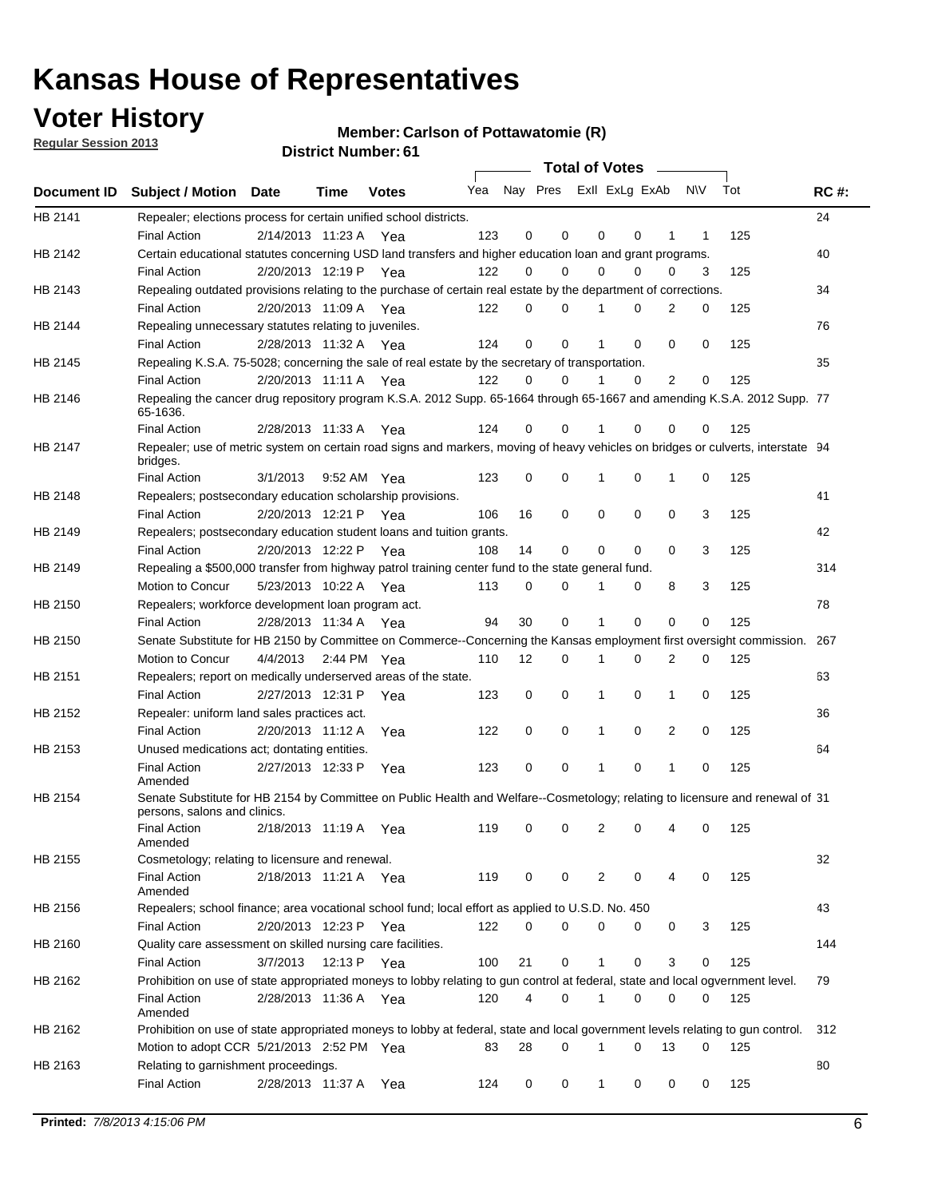# Kansas House of Representatives

## Voter History

**Regular Session 2013**

**Member: Carlson of Pottawatomie (R)**

**District Number: 61**

| Document ID | Subject / Motion | Date | Time | Votes | Yea | Nay | Pres | ExII | ExLg | ExAb | N\V | Tot | RC #: |
|---|---|---|---|---|---|---|---|---|---|---|---|---|---|
| HB 2141 | Repealer; elections process for certain unified school districts. | | | | | | | | | | | | 24 |
| | Final Action | 2/14/2013 | 11:23 A | Yea | 123 | 0 | 0 | 0 | 0 | 1 | 1 | 125 | |
| HB 2142 | Certain educational statutes concerning USD land transfers and higher education loan and grant programs. | | | | | | | | | | | | 40 |
| | Final Action | 2/20/2013 | 12:19 P | Yea | 122 | 0 | 0 | 0 | 0 | 0 | 3 | 125 | |
| HB 2143 | Repealing outdated provisions relating to the purchase of certain real estate by the department of corrections. | | | | | | | | | | | | 34 |
| | Final Action | 2/20/2013 | 11:09 A | Yea | 122 | 0 | 0 | 1 | 0 | 2 | 0 | 125 | |
| HB 2144 | Repealing unnecessary statutes relating to juveniles. | | | | | | | | | | | | 76 |
| | Final Action | 2/28/2013 | 11:32 A | Yea | 124 | 0 | 0 | 1 | 0 | 0 | 0 | 125 | |
| HB 2145 | Repealing K.S.A. 75-5028; concerning the sale of real estate by the secretary of transportation. | | | | | | | | | | | | 35 |
| | Final Action | 2/20/2013 | 11:11 A | Yea | 122 | 0 | 0 | 1 | 0 | 2 | 0 | 125 | |
| HB 2146 | Repealing the cancer drug repository program K.S.A. 2012 Supp. 65-1664 through 65-1667 and amending K.S.A. 2012 Supp. 65-1636. | | | | | | | | | | | | 77 |
| | Final Action | 2/28/2013 | 11:33 A | Yea | 124 | 0 | 0 | 1 | 0 | 0 | 0 | 125 | |
| HB 2147 | Repealer; use of metric system on certain road signs and markers, moving of heavy vehicles on bridges or culverts, interstate bridges. | | | | | | | | | | | | 94 |
| | Final Action | 3/1/2013 | 9:52 AM | Yea | 123 | 0 | 0 | 1 | 0 | 1 | 0 | 125 | |
| HB 2148 | Repealers; postsecondary education scholarship provisions. | | | | | | | | | | | | 41 |
| | Final Action | 2/20/2013 | 12:21 P | Yea | 106 | 16 | 0 | 0 | 0 | 0 | 3 | 125 | |
| HB 2149 | Repealers; postsecondary education student loans and tuition grants. | | | | | | | | | | | | 42 |
| | Final Action | 2/20/2013 | 12:22 P | Yea | 108 | 14 | 0 | 0 | 0 | 0 | 3 | 125 | |
| HB 2149 | Repealing a $500,000 transfer from highway patrol training center fund to the state general fund. | | | | | | | | | | | | 314 |
| | Motion to Concur | 5/23/2013 | 10:22 A | Yea | 113 | 0 | 0 | 1 | 0 | 8 | 3 | 125 | |
| HB 2150 | Repealers; workforce development loan program act. | | | | | | | | | | | | 78 |
| | Final Action | 2/28/2013 | 11:34 A | Yea | 94 | 30 | 0 | 1 | 0 | 0 | 0 | 125 | |
| HB 2150 | Senate Substitute for HB 2150 by Committee on Commerce--Concerning the Kansas employment first oversight commission. | | | | | | | | | | | | 267 |
| | Motion to Concur | 4/4/2013 | 2:44 PM | Yea | 110 | 12 | 0 | 1 | 0 | 2 | 0 | 125 | |
| HB 2151 | Repealers; report on medically underserved areas of the state. | | | | | | | | | | | | 63 |
| | Final Action | 2/27/2013 | 12:31 P | Yea | 123 | 0 | 0 | 1 | 0 | 1 | 0 | 125 | |
| HB 2152 | Repealer: uniform land sales practices act. | | | | | | | | | | | | 36 |
| | Final Action | 2/20/2013 | 11:12 A | Yea | 122 | 0 | 0 | 1 | 0 | 2 | 0 | 125 | |
| HB 2153 | Unused medications act; dontating entities. | | | | | | | | | | | | 64 |
| | Final Action Amended | 2/27/2013 | 12:33 P | Yea | 123 | 0 | 0 | 1 | 0 | 1 | 0 | 125 | |
| HB 2154 | Senate Substitute for HB 2154 by Committee on Public Health and Welfare--Cosmetology; relating to licensure and renewal of persons, salons and clinics. | | | | | | | | | | | | 31 |
| | Final Action Amended | 2/18/2013 | 11:19 A | Yea | 119 | 0 | 0 | 2 | 0 | 4 | 0 | 125 | |
| HB 2155 | Cosmetology; relating to licensure and renewal. | | | | | | | | | | | | 32 |
| | Final Action Amended | 2/18/2013 | 11:21 A | Yea | 119 | 0 | 0 | 2 | 0 | 4 | 0 | 125 | |
| HB 2156 | Repealers; school finance; area vocational school fund; local effort as applied to U.S.D. No. 450 | | | | | | | | | | | | 43 |
| | Final Action | 2/20/2013 | 12:23 P | Yea | 122 | 0 | 0 | 0 | 0 | 0 | 3 | 125 | |
| HB 2160 | Quality care assessment on skilled nursing care facilities. | | | | | | | | | | | | 144 |
| | Final Action | 3/7/2013 | 12:13 P | Yea | 100 | 21 | 0 | 1 | 0 | 3 | 0 | 125 | |
| HB 2162 | Prohibition on use of state appropriated moneys to lobby relating to gun control at federal, state and local ogvernment level. | | | | | | | | | | | | 79 |
| | Final Action Amended | 2/28/2013 | 11:36 A | Yea | 120 | 4 | 0 | 1 | 0 | 0 | 0 | 125 | |
| HB 2162 | Prohibition on use of state appropriated moneys to lobby at federal, state and local government levels relating to gun control. | | | | | | | | | | | | 312 |
| | Motion to adopt CCR | 5/21/2013 | 2:52 PM | Yea | 83 | 28 | 0 | 1 | 0 | 13 | 0 | 125 | |
| HB 2163 | Relating to garnishment proceedings. | | | | | | | | | | | | 80 |
| | Final Action | 2/28/2013 | 11:37 A | Yea | 124 | 0 | 0 | 1 | 0 | 0 | 0 | 125 | |

**Printed:** *7/8/2013 4:15:06 PM*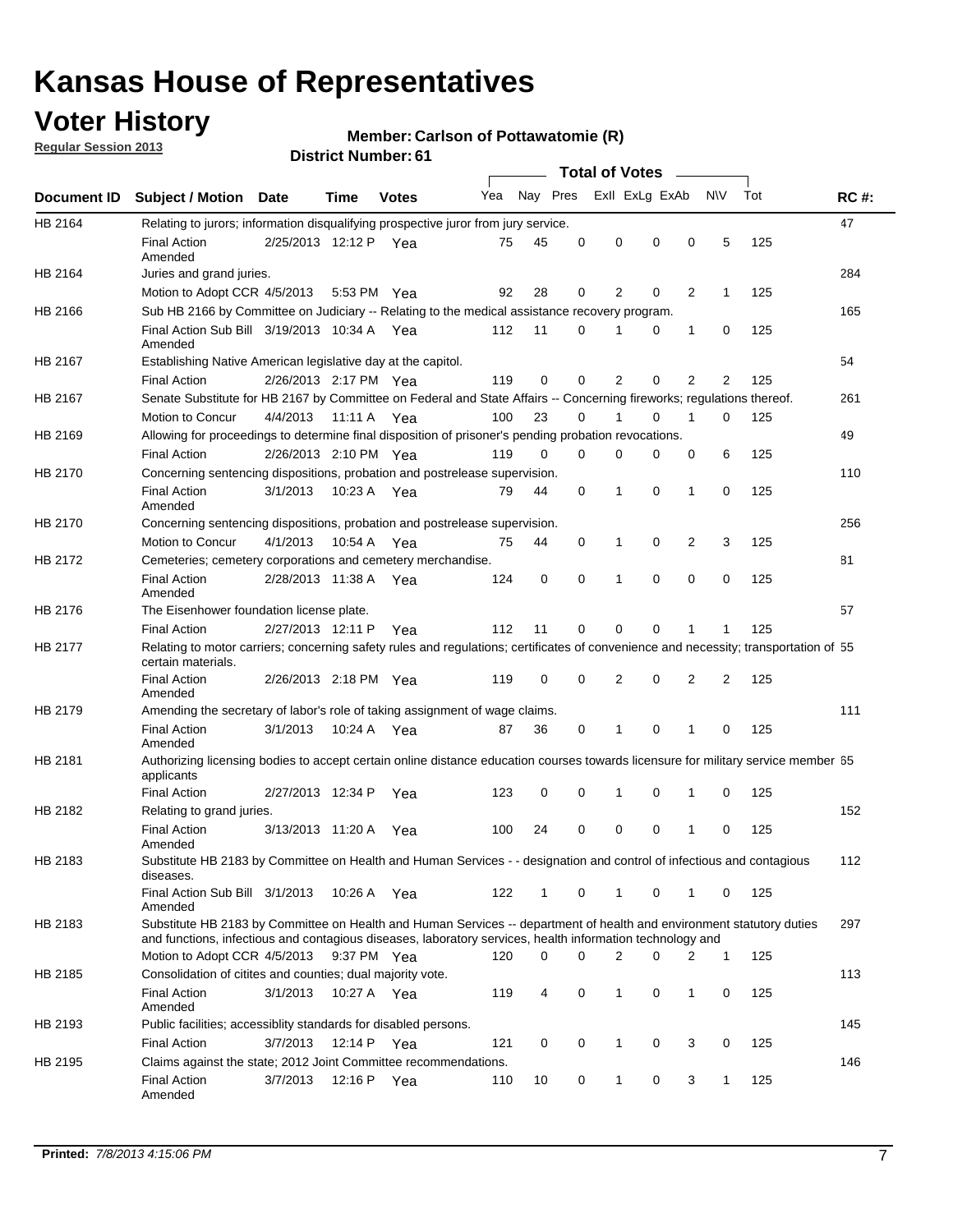# Kansas House of Representatives

## Voter History

**Regular Session 2013**

**Member: Carlson of Pottawatomie (R)**

**District Number: 61**

| Document ID | Subject / Motion | Date | Time | Votes | Yea | Nay | Pres | Exll | ExLg | ExAb | N\V | Tot | RC #: |
|---|---|---|---|---|---|---|---|---|---|---|---|---|---|
| HB 2164 | Relating to jurors; information disqualifying prospective juror from jury service. | | | | | | | | | | | | 47 |
| | Final Action Amended | 2/25/2013 | 12:12 P | Yea | 75 | 45 | 0 | 0 | 0 | 0 | 5 | 125 | |
| HB 2164 | Juries and grand juries. | | | | | | | | | | | | 284 |
| | Motion to Adopt CCR | 4/5/2013 | 5:53 PM | Yea | 92 | 28 | 0 | 2 | 0 | 2 | 1 | 125 | |
| HB 2166 | Sub HB 2166 by Committee on Judiciary -- Relating to the medical assistance recovery program. | | | | | | | | | | | | 165 |
| | Final Action Sub Bill Amended | 3/19/2013 | 10:34 A | Yea | 112 | 11 | 0 | 1 | 0 | 1 | 0 | 125 | |
| HB 2167 | Establishing Native American legislative day at the capitol. | | | | | | | | | | | | 54 |
| | Final Action | 2/26/2013 | 2:17 PM | Yea | 119 | 0 | 0 | 2 | 0 | 2 | 2 | 125 | |
| HB 2167 | Senate Substitute for HB 2167 by Committee on Federal and State Affairs -- Concerning fireworks; regulations thereof. | | | | | | | | | | | | 261 |
| | Motion to Concur | 4/4/2013 | 11:11 A | Yea | 100 | 23 | 0 | 1 | 0 | 1 | 0 | 125 | |
| HB 2169 | Allowing for proceedings to determine final disposition of prisoner's pending probation revocations. | | | | | | | | | | | | 49 |
| | Final Action | 2/26/2013 | 2:10 PM | Yea | 119 | 0 | 0 | 0 | 0 | 0 | 6 | 125 | |
| HB 2170 | Concerning sentencing dispositions, probation and postrelease supervision. | | | | | | | | | | | | 110 |
| | Final Action Amended | 3/1/2013 | 10:23 A | Yea | 79 | 44 | 0 | 1 | 0 | 1 | 0 | 125 | |
| HB 2170 | Concerning sentencing dispositions, probation and postrelease supervision. | | | | | | | | | | | | 256 |
| | Motion to Concur | 4/1/2013 | 10:54 A | Yea | 75 | 44 | 0 | 1 | 0 | 2 | 3 | 125 | |
| HB 2172 | Cemeteries; cemetery corporations and cemetery merchandise. | | | | | | | | | | | | 81 |
| | Final Action Amended | 2/28/2013 | 11:38 A | Yea | 124 | 0 | 0 | 1 | 0 | 0 | 0 | 125 | |
| HB 2176 | The Eisenhower foundation license plate. | | | | | | | | | | | | 57 |
| | Final Action | 2/27/2013 | 12:11 P | Yea | 112 | 11 | 0 | 0 | 0 | 1 | 1 | 125 | |
| HB 2177 | Relating to motor carriers; concerning safety rules and regulations; certificates of convenience and necessity; transportation of certain materials. | | | | | | | | | | | | 55 |
| | Final Action Amended | 2/26/2013 | 2:18 PM | Yea | 119 | 0 | 0 | 2 | 0 | 2 | 2 | 125 | |
| HB 2179 | Amending the secretary of labor's role of taking assignment of wage claims. | | | | | | | | | | | | 111 |
| | Final Action Amended | 3/1/2013 | 10:24 A | Yea | 87 | 36 | 0 | 1 | 0 | 1 | 0 | 125 | |
| HB 2181 | Authorizing licensing bodies to accept certain online distance education courses towards licensure for military service member applicants | | | | | | | | | | | | 65 |
| | Final Action | 2/27/2013 | 12:34 P | Yea | 123 | 0 | 0 | 1 | 0 | 1 | 0 | 125 | |
| HB 2182 | Relating to grand juries. | | | | | | | | | | | | 152 |
| | Final Action Amended | 3/13/2013 | 11:20 A | Yea | 100 | 24 | 0 | 0 | 0 | 1 | 0 | 125 | |
| HB 2183 | Substitute HB 2183 by Committee on Health and Human Services - - designation and control of infectious and contagious diseases. | | | | | | | | | | | | 112 |
| | Final Action Sub Bill Amended | 3/1/2013 | 10:26 A | Yea | 122 | 1 | 0 | 1 | 0 | 1 | 0 | 125 | |
| HB 2183 | Substitute HB 2183 by Committee on Health and Human Services -- department of health and environment statutory duties and functions, infectious and contagious diseases, laboratory services, health information technology and | | | | | | | | | | | | 297 |
| | Motion to Adopt CCR | 4/5/2013 | 9:37 PM | Yea | 120 | 0 | 0 | 2 | 0 | 2 | 1 | 125 | |
| HB 2185 | Consolidation of citites and counties; dual majority vote. | | | | | | | | | | | | 113 |
| | Final Action Amended | 3/1/2013 | 10:27 A | Yea | 119 | 4 | 0 | 1 | 0 | 1 | 0 | 125 | |
| HB 2193 | Public facilities; accessiblity standards for disabled persons. | | | | | | | | | | | | 145 |
| | Final Action | 3/7/2013 | 12:14 P | Yea | 121 | 0 | 0 | 1 | 0 | 3 | 0 | 125 | |
| HB 2195 | Claims against the state; 2012 Joint Committee recommendations. | | | | | | | | | | | | 146 |
| | Final Action Amended | 3/7/2013 | 12:16 P | Yea | 110 | 10 | 0 | 1 | 0 | 3 | 1 | 125 | |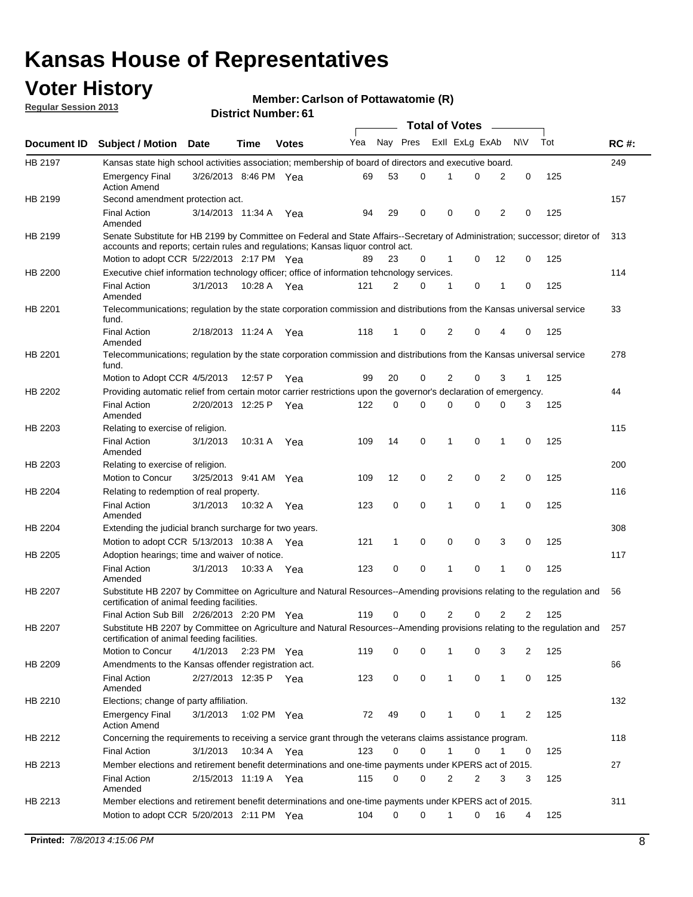# Kansas House of Representatives

## Voter History

**Regular Session 2013**

**Member: Carlson of Pottawatomie (R)**

**District Number: 61**

| Document ID | Subject / Motion | Date | Time | Votes | Yea | Nay | Pres | ExII | ExLg | ExAb | N\V | Tot | RC #: |
|---|---|---|---|---|---|---|---|---|---|---|---|---|---|
| HB 2197 | Kansas state high school activities association; membership of board of directors and executive board. | | | | | | | | | | | | 249 |
| | Emergency Final Action Amend | 3/26/2013 | 8:46 PM | Yea | 69 | 53 | 0 | 1 | 0 | 2 | 0 | 125 | |
| HB 2199 | Second amendment protection act. | | | | | | | | | | | | 157 |
| | Final Action Amended | 3/14/2013 | 11:34 A | Yea | 94 | 29 | 0 | 0 | 0 | 2 | 0 | 125 | |
| HB 2199 | Senate Substitute for HB 2199 by Committee on Federal and State Affairs--Secretary of Administration; successor; diretor of accounts and reports; certain rules and regulations; Kansas liquor control act. | | | | | | | | | | | | 313 |
| | Motion to adopt CCR | 5/22/2013 | 2:17 PM | Yea | 89 | 23 | 0 | 1 | 0 | 12 | 0 | 125 | |
| HB 2200 | Executive chief information technology officer; office of information tehcnology services. | | | | | | | | | | | | 114 |
| | Final Action Amended | 3/1/2013 | 10:28 A | Yea | 121 | 2 | 0 | 1 | 0 | 1 | 0 | 125 | |
| HB 2201 | Telecommunications; regulation by the state corporation commission and distributions from the Kansas universal service fund. | | | | | | | | | | | | 33 |
| | Final Action Amended | 2/18/2013 | 11:24 A | Yea | 118 | 1 | 0 | 2 | 0 | 4 | 0 | 125 | |
| HB 2201 | Telecommunications; regulation by the state corporation commission and distributions from the Kansas universal service fund. | | | | | | | | | | | | 278 |
| | Motion to Adopt CCR | 4/5/2013 | 12:57 P | Yea | 99 | 20 | 0 | 2 | 0 | 3 | 1 | 125 | |
| HB 2202 | Providing automatic relief from certain motor carrier restrictions upon the governor's declaration of emergency. | | | | | | | | | | | | 44 |
| | Final Action Amended | 2/20/2013 | 12:25 P | Yea | 122 | 0 | 0 | 0 | 0 | 0 | 3 | 125 | |
| HB 2203 | Relating to exercise of religion. | | | | | | | | | | | | 115 |
| | Final Action Amended | 3/1/2013 | 10:31 A | Yea | 109 | 14 | 0 | 1 | 0 | 1 | 0 | 125 | |
| HB 2203 | Relating to exercise of religion. | | | | | | | | | | | | 200 |
| | Motion to Concur | 3/25/2013 | 9:41 AM | Yea | 109 | 12 | 0 | 2 | 0 | 2 | 0 | 125 | |
| HB 2204 | Relating to redemption of real property. | | | | | | | | | | | | 116 |
| | Final Action Amended | 3/1/2013 | 10:32 A | Yea | 123 | 0 | 0 | 1 | 0 | 1 | 0 | 125 | |
| HB 2204 | Extending the judicial branch surcharge for two years. | | | | | | | | | | | | 308 |
| | Motion to adopt CCR | 5/13/2013 | 10:38 A | Yea | 121 | 1 | 0 | 0 | 0 | 3 | 0 | 125 | |
| HB 2205 | Adoption hearings; time and waiver of notice. | | | | | | | | | | | | 117 |
| | Final Action Amended | 3/1/2013 | 10:33 A | Yea | 123 | 0 | 0 | 1 | 0 | 1 | 0 | 125 | |
| HB 2207 | Substitute HB 2207 by Committee on Agriculture and Natural Resources--Amending provisions relating to the regulation and certification of animal feeding facilities. | | | | | | | | | | | | 56 |
| | Final Action Sub Bill | 2/26/2013 | 2:20 PM | Yea | 119 | 0 | 0 | 2 | 0 | 2 | 2 | 125 | |
| HB 2207 | Substitute HB 2207 by Committee on Agriculture and Natural Resources--Amending provisions relating to the regulation and certification of animal feeding facilities. | | | | | | | | | | | | 257 |
| | Motion to Concur | 4/1/2013 | 2:23 PM | Yea | 119 | 0 | 0 | 1 | 0 | 3 | 2 | 125 | |
| HB 2209 | Amendments to the Kansas offender registration act. | | | | | | | | | | | | 66 |
| | Final Action Amended | 2/27/2013 | 12:35 P | Yea | 123 | 0 | 0 | 1 | 0 | 1 | 0 | 125 | |
| HB 2210 | Elections; change of party affiliation. | | | | | | | | | | | | 132 |
| | Emergency Final Action Amend | 3/1/2013 | 1:02 PM | Yea | 72 | 49 | 0 | 1 | 0 | 1 | 2 | 125 | |
| HB 2212 | Concerning the requirements to receiving a service grant through the veterans claims assistance program. | | | | | | | | | | | | 118 |
| | Final Action | 3/1/2013 | 10:34 A | Yea | 123 | 0 | 0 | 1 | 0 | 1 | 0 | 125 | |
| HB 2213 | Member elections and retirement benefit determinations and one-time payments under KPERS act of 2015. | | | | | | | | | | | | 27 |
| | Final Action Amended | 2/15/2013 | 11:19 A | Yea | 115 | 0 | 0 | 2 | 2 | 3 | 3 | 125 | |
| HB 2213 | Member elections and retirement benefit determinations and one-time payments under KPERS act of 2015. | | | | | | | | | | | | 311 |
| | Motion to adopt CCR | 5/20/2013 | 2:11 PM | Yea | 104 | 0 | 0 | 1 | 0 | 16 | 4 | 125 | |

**Printed:** 7/8/2013 4:15:06 PM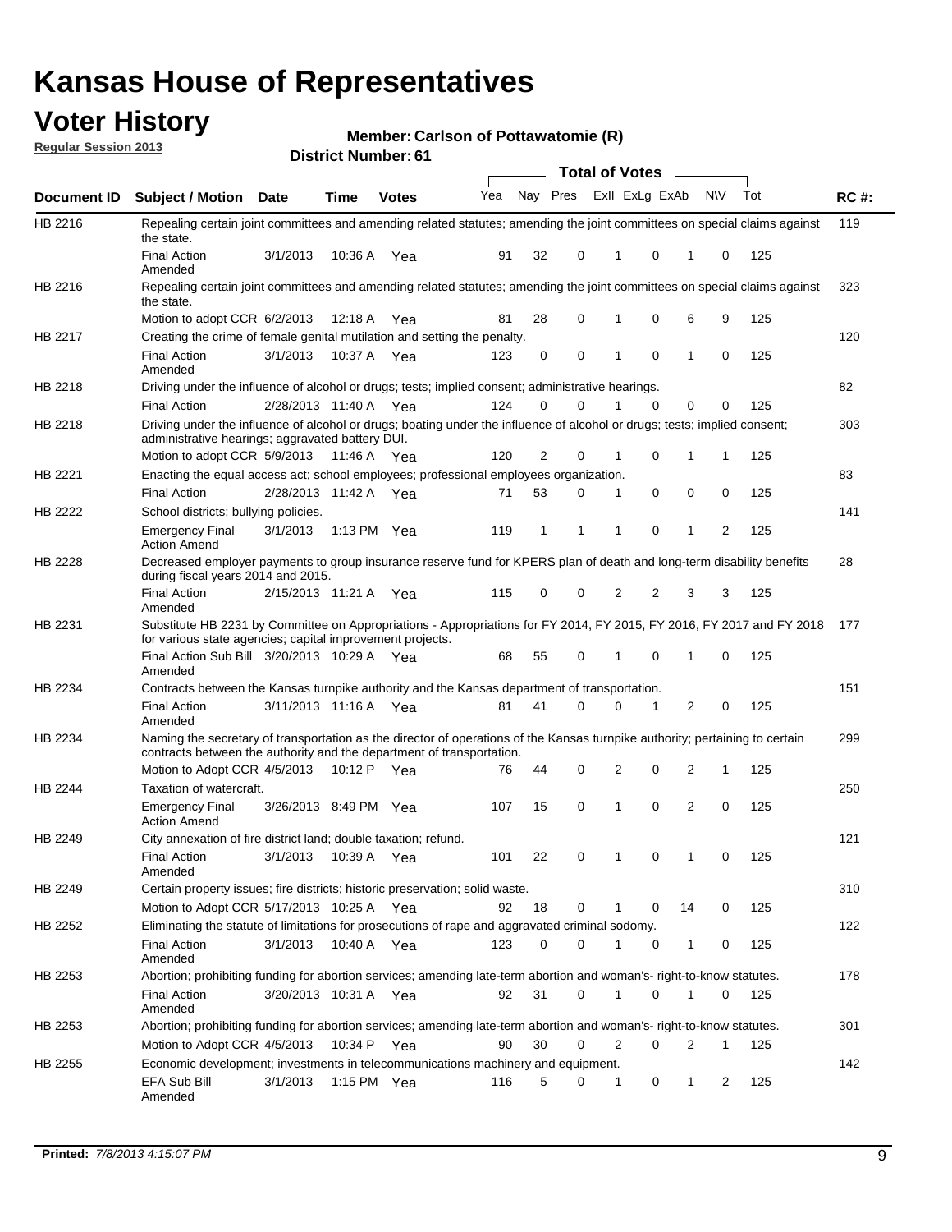# Kansas House of Representatives

## Voter History

**Regular Session 2013**

**Member: Carlson of Pottawatomie (R)**

**District Number: 61**

| Document ID | Subject / Motion | Date | Time | Votes | Yea | Nay | Pres | ExII | ExLg | ExAb | N\V | Tot | RC #: |
|---|---|---|---|---|---|---|---|---|---|---|---|---|---|
| HB 2216 | Repealing certain joint committees and amending related statutes; amending the joint committees on special claims against the state. | | | | | | | | | | | | 119 |
| | Final Action Amended | 3/1/2013 | 10:36 A | Yea | 91 | 32 | 0 | 1 | 0 | 1 | 0 | 125 | |
| HB 2216 | Repealing certain joint committees and amending related statutes; amending the joint committees on special claims against the state. | | | | | | | | | | | | 323 |
| | Motion to adopt CCR | 6/2/2013 | 12:18 A | Yea | 81 | 28 | 0 | 1 | 0 | 6 | 9 | 125 | |
| HB 2217 | Creating the crime of female genital mutilation and setting the penalty. | | | | | | | | | | | | 120 |
| | Final Action Amended | 3/1/2013 | 10:37 A | Yea | 123 | 0 | 0 | 1 | 0 | 1 | 0 | 125 | |
| HB 2218 | Driving under the influence of alcohol or drugs; tests; implied consent; administrative hearings. | | | | | | | | | | | | 82 |
| | Final Action | 2/28/2013 | 11:40 A | Yea | 124 | 0 | 0 | 1 | 0 | 0 | 0 | 125 | |
| HB 2218 | Driving under the influence of alcohol or drugs; boating under the influence of alcohol or drugs; tests; implied consent; administrative hearings; aggravated battery DUI. | | | | | | | | | | | | 303 |
| | Motion to adopt CCR | 5/9/2013 | 11:46 A | Yea | 120 | 2 | 0 | 1 | 0 | 1 | 1 | 125 | |
| HB 2221 | Enacting the equal access act; school employees; professional employees organization. | | | | | | | | | | | | 83 |
| | Final Action | 2/28/2013 | 11:42 A | Yea | 71 | 53 | 0 | 1 | 0 | 0 | 0 | 125 | |
| HB 2222 | School districts; bullying policies. | | | | | | | | | | | | 141 |
| | Emergency Final Action Amend | 3/1/2013 | 1:13 PM | Yea | 119 | 1 | 1 | 1 | 0 | 1 | 2 | 125 | |
| HB 2228 | Decreased employer payments to group insurance reserve fund for KPERS plan of death and long-term disability benefits during fiscal years 2014 and 2015. | | | | | | | | | | | | 28 |
| | Final Action Amended | 2/15/2013 | 11:21 A | Yea | 115 | 0 | 0 | 2 | 2 | 3 | 3 | 125 | |
| HB 2231 | Substitute HB 2231 by Committee on Appropriations - Appropriations for FY 2014, FY 2015, FY 2016, FY 2017 and FY 2018 for various state agencies; capital improvement projects. | | | | | | | | | | | | 177 |
| | Final Action Sub Bill Amended | 3/20/2013 | 10:29 A | Yea | 68 | 55 | 0 | 1 | 0 | 1 | 0 | 125 | |
| HB 2234 | Contracts between the Kansas turnpike authority and the Kansas department of transportation. | | | | | | | | | | | | 151 |
| | Final Action Amended | 3/11/2013 | 11:16 A | Yea | 81 | 41 | 0 | 0 | 1 | 2 | 0 | 125 | |
| HB 2234 | Naming the secretary of transportation as the director of operations of the Kansas turnpike authority; pertaining to certain contracts between the authority and the department of transportation. | | | | | | | | | | | | 299 |
| | Motion to Adopt CCR | 4/5/2013 | 10:12 P | Yea | 76 | 44 | 0 | 2 | 0 | 2 | 1 | 125 | |
| HB 2244 | Taxation of watercraft. | | | | | | | | | | | | 250 |
| | Emergency Final Action Amend | 3/26/2013 | 8:49 PM | Yea | 107 | 15 | 0 | 1 | 0 | 2 | 0 | 125 | |
| HB 2249 | City annexation of fire district land; double taxation; refund. | | | | | | | | | | | | 121 |
| | Final Action Amended | 3/1/2013 | 10:39 A | Yea | 101 | 22 | 0 | 1 | 0 | 1 | 0 | 125 | |
| HB 2249 | Certain property issues; fire districts; historic preservation; solid waste. | | | | | | | | | | | | 310 |
| | Motion to Adopt CCR | 5/17/2013 | 10:25 A | Yea | 92 | 18 | 0 | 1 | 0 | 14 | 0 | 125 | |
| HB 2252 | Eliminating the statute of limitations for prosecutions of rape and aggravated criminal sodomy. | | | | | | | | | | | | 122 |
| | Final Action Amended | 3/1/2013 | 10:40 A | Yea | 123 | 0 | 0 | 1 | 0 | 1 | 0 | 125 | |
| HB 2253 | Abortion; prohibiting funding for abortion services; amending late-term abortion and woman's- right-to-know statutes. | | | | | | | | | | | | 178 |
| | Final Action Amended | 3/20/2013 | 10:31 A | Yea | 92 | 31 | 0 | 1 | 0 | 1 | 0 | 125 | |
| HB 2253 | Abortion; prohibiting funding for abortion services; amending late-term abortion and woman's- right-to-know statutes. | | | | | | | | | | | | 301 |
| | Motion to Adopt CCR | 4/5/2013 | 10:34 P | Yea | 90 | 30 | 0 | 2 | 0 | 2 | 1 | 125 | |
| HB 2255 | Economic development; investments in telecommunications machinery and equipment. | | | | | | | | | | | | 142 |
| | EFA Sub Bill Amended | 3/1/2013 | 1:15 PM | Yea | 116 | 5 | 0 | 1 | 0 | 1 | 2 | 125 | |

**Printed:** 7/8/2013 4:15:07 PM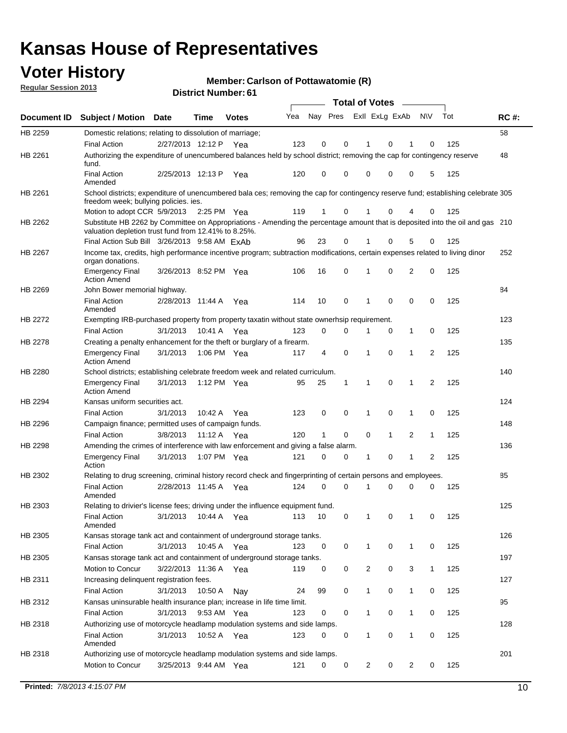# Kansas House of Representatives

## Voter History

**Regular Session 2013**

**Member: Carlson of Pottawatomie (R)**

**District Number: 61**

| Document ID | Subject / Motion | Date | Time | Votes | Yea | Nay | Pres | ExII | ExLg | ExAb | N\V | Tot | RC #: |
|---|---|---|---|---|---|---|---|---|---|---|---|---|---|
| HB 2259 | Domestic relations; relating to dissolution of marriage; | | | | | | | | | | | | 58 |
| | Final Action | 2/27/2013 | 12:12 P | Yea | 123 | 0 | 0 | 1 | 0 | 1 | 0 | 125 | |
| HB 2261 | Authorizing the expenditure of unencumbered balances held by school district; removing the cap for contingency reserve fund. | | | | | | | | | | | | 48 |
| | Final Action Amended | 2/25/2013 | 12:13 P | Yea | 120 | 0 | 0 | 0 | 0 | 0 | 5 | 125 | |
| HB 2261 | School districts; expenditure of unencumbered bala ces; removing the cap for contingency reserve fund; establishing celebrate freedom week; bullying policies. ies. | | | | | | | | | | | | 305 |
| | Motion to adopt CCR | 5/9/2013 | 2:25 PM | Yea | 119 | 1 | 0 | 1 | 0 | 4 | 0 | 125 | |
| HB 2262 | Substitute HB 2262 by Committee on Appropriations - Amending the percentage amount that is deposited into the oil and gas valuation depletion trust fund from 12.41% to 8.25%. | | | | | | | | | | | | 210 |
| | Final Action Sub Bill | 3/26/2013 | 9:58 AM | ExAb | 96 | 23 | 0 | 1 | 0 | 5 | 0 | 125 | |
| HB 2267 | Income tax, credits, high performance incentive program; subtraction modifications, certain expenses related to living dinor organ donations. | | | | | | | | | | | | 252 |
| | Emergency Final Action Amend | 3/26/2013 | 8:52 PM | Yea | 106 | 16 | 0 | 1 | 0 | 2 | 0 | 125 | |
| HB 2269 | John Bower memorial highway. | | | | | | | | | | | | 84 |
| | Final Action Amended | 2/28/2013 | 11:44 A | Yea | 114 | 10 | 0 | 1 | 0 | 0 | 0 | 125 | |
| HB 2272 | Exempting IRB-purchased property from property taxatin without state ownerhsip requirement. | | | | | | | | | | | | 123 |
| | Final Action | 3/1/2013 | 10:41 A | Yea | 123 | 0 | 0 | 1 | 0 | 1 | 0 | 125 | |
| HB 2278 | Creating a penalty enhancement for the theft or burglary of a firearm. | | | | | | | | | | | | 135 |
| | Emergency Final Action Amend | 3/1/2013 | 1:06 PM | Yea | 117 | 4 | 0 | 1 | 0 | 1 | 2 | 125 | |
| HB 2280 | School districts; establishing celebrate freedom week and related curriculum. | | | | | | | | | | | | 140 |
| | Emergency Final Action Amend | 3/1/2013 | 1:12 PM | Yea | 95 | 25 | 1 | 1 | 0 | 1 | 2 | 125 | |
| HB 2294 | Kansas uniform securities act. | | | | | | | | | | | | 124 |
| | Final Action | 3/1/2013 | 10:42 A | Yea | 123 | 0 | 0 | 1 | 0 | 1 | 0 | 125 | |
| HB 2296 | Campaign finance; permitted uses of campaign funds. | | | | | | | | | | | | 148 |
| | Final Action | 3/8/2013 | 11:12 A | Yea | 120 | 1 | 0 | 0 | 1 | 2 | 1 | 125 | |
| HB 2298 | Amending the crimes of interference with law enforcement and giving a false alarm. | | | | | | | | | | | | 136 |
| | Emergency Final Action | 3/1/2013 | 1:07 PM | Yea | 121 | 0 | 0 | 1 | 0 | 1 | 2 | 125 | |
| HB 2302 | Relating to drug screening, criminal history record check and fingerprinting of certain persons and employees. | | | | | | | | | | | | 85 |
| | Final Action Amended | 2/28/2013 | 11:45 A | Yea | 124 | 0 | 0 | 1 | 0 | 0 | 0 | 125 | |
| HB 2303 | Relating to drivier's license fees; driving under the influence equipment fund. | | | | | | | | | | | | 125 |
| | Final Action Amended | 3/1/2013 | 10:44 A | Yea | 113 | 10 | 0 | 1 | 0 | 1 | 0 | 125 | |
| HB 2305 | Kansas storage tank act and containment of underground storage tanks. | | | | | | | | | | | | 126 |
| | Final Action | 3/1/2013 | 10:45 A | Yea | 123 | 0 | 0 | 1 | 0 | 1 | 0 | 125 | |
| HB 2305 | Kansas storage tank act and containment of underground storage tanks. | | | | | | | | | | | | 197 |
| | Motion to Concur | 3/22/2013 | 11:36 A | Yea | 119 | 0 | 0 | 2 | 0 | 3 | 1 | 125 | |
| HB 2311 | Increasing delinquent registration fees. | | | | | | | | | | | | 127 |
| | Final Action | 3/1/2013 | 10:50 A | Nay | 24 | 99 | 0 | 1 | 0 | 1 | 0 | 125 | |
| HB 2312 | Kansas uninsurable health insurance plan; increase in life time limit. | | | | | | | | | | | | 95 |
| | Final Action | 3/1/2013 | 9:53 AM | Yea | 123 | 0 | 0 | 1 | 0 | 1 | 0 | 125 | |
| HB 2318 | Authorizing use of motorcycle headlamp modulation systems and side lamps. | | | | | | | | | | | | 128 |
| | Final Action Amended | 3/1/2013 | 10:52 A | Yea | 123 | 0 | 0 | 1 | 0 | 1 | 0 | 125 | |
| HB 2318 | Authorizing use of motorcycle headlamp modulation systems and side lamps. | | | | | | | | | | | | 201 |
| | Motion to Concur | 3/25/2013 | 9:44 AM | Yea | 121 | 0 | 0 | 2 | 0 | 2 | 0 | 125 | |

**Printed:** 7/8/2013 4:15:07 PM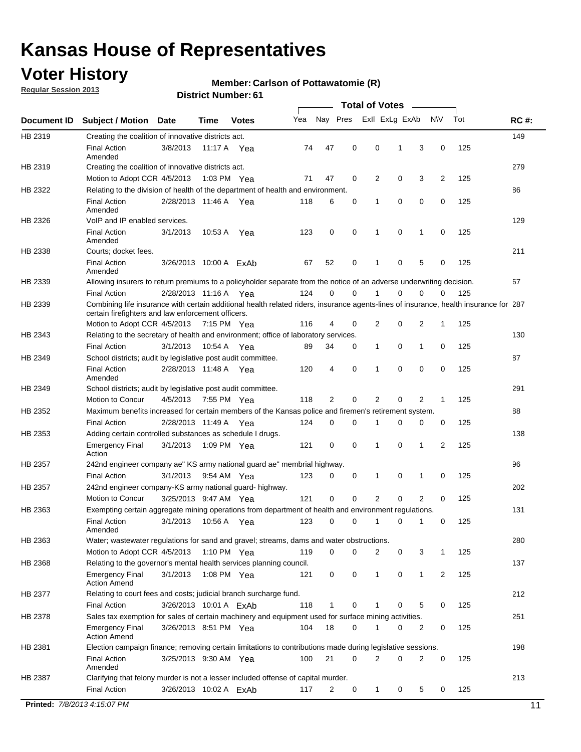# Kansas House of Representatives

## Voter History

**Regular Session 2013**

**Member: Carlson of Pottawatomie (R)**

**District Number: 61**

| Document ID | Subject / Motion | Date | Time | Votes | Yea | Nay | Pres | ExII | ExLg | ExAb | N\V | Tot | RC #: |
|---|---|---|---|---|---|---|---|---|---|---|---|---|---|
| HB 2319 | Creating the coalition of innovative districts act. | | | | | | | | | | | | 149 |
| | Final Action Amended | 3/8/2013 | 11:17 A | Yea | 74 | 47 | 0 | 0 | 1 | 3 | 0 | 125 | |
| HB 2319 | Creating the coalition of innovative districts act. | | | | | | | | | | | | 279 |
| | Motion to Adopt CCR | 4/5/2013 | 1:03 PM | Yea | 71 | 47 | 0 | 2 | 0 | 3 | 2 | 125 | |
| HB 2322 | Relating to the division of health of the department of health and environment. | | | | | | | | | | | | 86 |
| | Final Action Amended | 2/28/2013 | 11:46 A | Yea | 118 | 6 | 0 | 1 | 0 | 0 | 0 | 125 | |
| HB 2326 | VoIP and IP enabled services. | | | | | | | | | | | | 129 |
| | Final Action Amended | 3/1/2013 | 10:53 A | Yea | 123 | 0 | 0 | 1 | 0 | 1 | 0 | 125 | |
| HB 2338 | Courts; docket fees. | | | | | | | | | | | | 211 |
| | Final Action Amended | 3/26/2013 | 10:00 A | ExAb | 67 | 52 | 0 | 1 | 0 | 5 | 0 | 125 | |
| HB 2339 | Allowing insurers to return premiums to a policyholder separate from the notice of an adverse underwriting decision. | | | | | | | | | | | | 67 |
| | Final Action | 2/28/2013 | 11:16 A | Yea | 124 | 0 | 0 | 1 | 0 | 0 | 0 | 125 | |
| HB 2339 | Combining life insurance with certain additional health related riders, insurance agents-lines of insurance, health insurance for certain firefighters and law enforcement officers. | | | | | | | | | | | | 287 |
| | Motion to Adopt CCR | 4/5/2013 | 7:15 PM | Yea | 116 | 4 | 0 | 2 | 0 | 2 | 1 | 125 | |
| HB 2343 | Relating to the secretary of health and environment; office of laboratory services. | | | | | | | | | | | | 130 |
| | Final Action | 3/1/2013 | 10:54 A | Yea | 89 | 34 | 0 | 1 | 0 | 1 | 0 | 125 | |
| HB 2349 | School districts; audit by legislative post audit committee. | | | | | | | | | | | | 87 |
| | Final Action Amended | 2/28/2013 | 11:48 A | Yea | 120 | 4 | 0 | 1 | 0 | 0 | 0 | 125 | |
| HB 2349 | School districts; audit by legislative post audit committee. | | | | | | | | | | | | 291 |
| | Motion to Concur | 4/5/2013 | 7:55 PM | Yea | 118 | 2 | 0 | 2 | 0 | 2 | 1 | 125 | |
| HB 2352 | Maximum benefits increased for certain members of the Kansas police and firemen's retirement system. | | | | | | | | | | | | 88 |
| | Final Action | 2/28/2013 | 11:49 A | Yea | 124 | 0 | 0 | 1 | 0 | 0 | 0 | 125 | |
| HB 2353 | Adding certain controlled substances as schedule I drugs. | | | | | | | | | | | | 138 |
| | Emergency Final Action | 3/1/2013 | 1:09 PM | Yea | 121 | 0 | 0 | 1 | 0 | 1 | 2 | 125 | |
| HB 2357 | 242nd engineer company ae" KS army national guard ae" membrial highway. | | | | | | | | | | | | 96 |
| | Final Action | 3/1/2013 | 9:54 AM | Yea | 123 | 0 | 0 | 1 | 0 | 1 | 0 | 125 | |
| HB 2357 | 242nd engineer company-KS army national guard- highway. | | | | | | | | | | | | 202 |
| | Motion to Concur | 3/25/2013 | 9:47 AM | Yea | 121 | 0 | 0 | 2 | 0 | 2 | 0 | 125 | |
| HB 2363 | Exempting certain aggregate mining operations from department of health and environment regulations. | | | | | | | | | | | | 131 |
| | Final Action Amended | 3/1/2013 | 10:56 A | Yea | 123 | 0 | 0 | 1 | 0 | 1 | 0 | 125 | |
| HB 2363 | Water; wastewater regulations for sand and gravel; streams, dams and water obstructions. | | | | | | | | | | | | 280 |
| | Motion to Adopt CCR | 4/5/2013 | 1:10 PM | Yea | 119 | 0 | 0 | 2 | 0 | 3 | 1 | 125 | |
| HB 2368 | Relating to the governor's mental health services planning council. | | | | | | | | | | | | 137 |
| | Emergency Final Action Amend | 3/1/2013 | 1:08 PM | Yea | 121 | 0 | 0 | 1 | 0 | 1 | 2 | 125 | |
| HB 2377 | Relating to court fees and costs; judicial branch surcharge fund. | | | | | | | | | | | | 212 |
| | Final Action | 3/26/2013 | 10:01 A | ExAb | 118 | 1 | 0 | 1 | 0 | 5 | 0 | 125 | |
| HB 2378 | Sales tax exemption for sales of certain machinery and equipment used for surface mining activities. | | | | | | | | | | | | 251 |
| | Emergency Final Action Amend | 3/26/2013 | 8:51 PM | Yea | 104 | 18 | 0 | 1 | 0 | 2 | 0 | 125 | |
| HB 2381 | Election campaign finance; removing certain limitations to contributions made during legislative sessions. | | | | | | | | | | | | 198 |
| | Final Action Amended | 3/25/2013 | 9:30 AM | Yea | 100 | 21 | 0 | 2 | 0 | 2 | 0 | 125 | |
| HB 2387 | Clarifying that felony murder is not a lesser included offense of capital murder. | | | | | | | | | | | | 213 |
| | Final Action | 3/26/2013 | 10:02 A | ExAb | 117 | 2 | 0 | 1 | 0 | 5 | 0 | 125 | |

**Printed:** *7/8/2013 4:15:07 PM*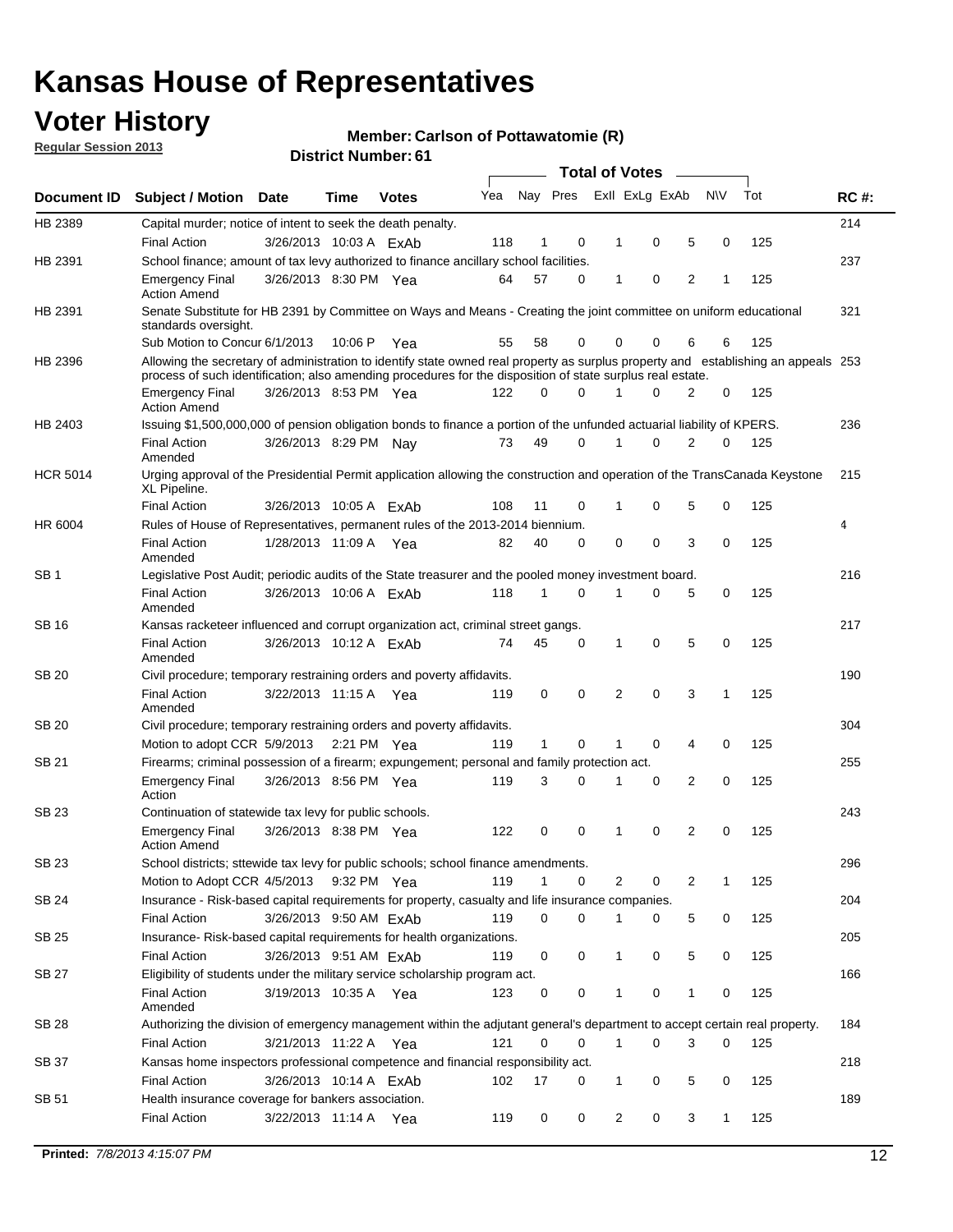# Kansas House of Representatives

## Voter History

**Regular Session 2013**

**Member: Carlson of Pottawatomie (R)**

**District Number: 61**

| Document ID | Subject / Motion | Date | Time | Votes | Yea | Nay | Pres | ExII | ExLg | ExAb | N\V | Tot | RC #: |
|---|---|---|---|---|---|---|---|---|---|---|---|---|---|
| HB 2389 | Capital murder; notice of intent to seek the death penalty. | | | | | | | | | | | | 214 |
| | Final Action | 3/26/2013 | 10:03 A | ExAb | 118 | 1 | 0 | 1 | 0 | 5 | 0 | 125 | |
| HB 2391 | School finance; amount of tax levy authorized to finance ancillary school facilities. | | | | | | | | | | | | 237 |
| | Emergency Final Action Amend | 3/26/2013 | 8:30 PM | Yea | 64 | 57 | 0 | 1 | 0 | 2 | 1 | 125 | |
| HB 2391 | Senate Substitute for HB 2391 by Committee on Ways and Means - Creating the joint committee on uniform educational standards oversight. | | | | | | | | | | | | 321 |
| | Sub Motion to Concur | 6/1/2013 | 10:06 P | Yea | 55 | 58 | 0 | 0 | 0 | 6 | 6 | 125 | |
| HB 2396 | Allowing the secretary of administration to identify state owned real property as surplus property and establishing an appeals process of such identification; also amending procedures for the disposition of state surplus real estate. | | | | | | | | | | | | 253 |
| | Emergency Final Action Amend | 3/26/2013 | 8:53 PM | Yea | 122 | 0 | 0 | 1 | 0 | 2 | 0 | 125 | |
| HB 2403 | Issuing $1,500,000,000 of pension obligation bonds to finance a portion of the unfunded actuarial liability of KPERS. | | | | | | | | | | | | 236 |
| | Final Action Amended | 3/26/2013 | 8:29 PM | Nay | 73 | 49 | 0 | 1 | 0 | 2 | 0 | 125 | |
| HCR 5014 | Urging approval of the Presidential Permit application allowing the construction and operation of the TransCanada Keystone XL Pipeline. | | | | | | | | | | | | 215 |
| | Final Action | 3/26/2013 | 10:05 A | ExAb | 108 | 11 | 0 | 1 | 0 | 5 | 0 | 125 | |
| HR 6004 | Rules of House of Representatives, permanent rules of the 2013-2014 biennium. | | | | | | | | | | | | 4 |
| | Final Action Amended | 1/28/2013 | 11:09 A | Yea | 82 | 40 | 0 | 0 | 0 | 3 | 0 | 125 | |
| SB 1 | Legislative Post Audit; periodic audits of the State treasurer and the pooled money investment board. | | | | | | | | | | | | 216 |
| | Final Action Amended | 3/26/2013 | 10:06 A | ExAb | 118 | 1 | 0 | 1 | 0 | 5 | 0 | 125 | |
| SB 16 | Kansas racketeer influenced and corrupt organization act, criminal street gangs. | | | | | | | | | | | | 217 |
| | Final Action Amended | 3/26/2013 | 10:12 A | ExAb | 74 | 45 | 0 | 1 | 0 | 5 | 0 | 125 | |
| SB 20 | Civil procedure; temporary restraining orders and poverty affidavits. | | | | | | | | | | | | 190 |
| | Final Action Amended | 3/22/2013 | 11:15 A | Yea | 119 | 0 | 0 | 2 | 0 | 3 | 1 | 125 | |
| SB 20 | Civil procedure; temporary restraining orders and poverty affidavits. | | | | | | | | | | | | 304 |
| | Motion to adopt CCR | 5/9/2013 | 2:21 PM | Yea | 119 | 1 | 0 | 1 | 0 | 4 | 0 | 125 | |
| SB 21 | Firearms; criminal possession of a firearm; expungement; personal and family protection act. | | | | | | | | | | | | 255 |
| | Emergency Final Action | 3/26/2013 | 8:56 PM | Yea | 119 | 3 | 0 | 1 | 0 | 2 | 0 | 125 | |
| SB 23 | Continuation of statewide tax levy for public schools. | | | | | | | | | | | | 243 |
| | Emergency Final Action Amend | 3/26/2013 | 8:38 PM | Yea | 122 | 0 | 0 | 1 | 0 | 2 | 0 | 125 | |
| SB 23 | School districts; sttewide tax levy for public schools; school finance amendments. | | | | | | | | | | | | 296 |
| | Motion to Adopt CCR | 4/5/2013 | 9:32 PM | Yea | 119 | 1 | 0 | 2 | 0 | 2 | 1 | 125 | |
| SB 24 | Insurance - Risk-based capital requirements for property, casualty and life insurance companies. | | | | | | | | | | | | 204 |
| | Final Action | 3/26/2013 | 9:50 AM | ExAb | 119 | 0 | 0 | 1 | 0 | 5 | 0 | 125 | |
| SB 25 | Insurance- Risk-based capital requirements for health organizations. | | | | | | | | | | | | 205 |
| | Final Action | 3/26/2013 | 9:51 AM | ExAb | 119 | 0 | 0 | 1 | 0 | 5 | 0 | 125 | |
| SB 27 | Eligibility of students under the military service scholarship program act. | | | | | | | | | | | | 166 |
| | Final Action Amended | 3/19/2013 | 10:35 A | Yea | 123 | 0 | 0 | 1 | 0 | 1 | 0 | 125 | |
| SB 28 | Authorizing the division of emergency management within the adjutant general's department to accept certain real property. | | | | | | | | | | | | 184 |
| | Final Action | 3/21/2013 | 11:22 A | Yea | 121 | 0 | 0 | 1 | 0 | 3 | 0 | 125 | |
| SB 37 | Kansas home inspectors professional competence and financial responsibility act. | | | | | | | | | | | | 218 |
| | Final Action | 3/26/2013 | 10:14 A | ExAb | 102 | 17 | 0 | 1 | 0 | 5 | 0 | 125 | |
| SB 51 | Health insurance coverage for bankers association. | | | | | | | | | | | | 189 |
| | Final Action | 3/22/2013 | 11:14 A | Yea | 119 | 0 | 0 | 2 | 0 | 3 | 1 | 125 | |

Printed: 7/8/2013 4:15:07 PM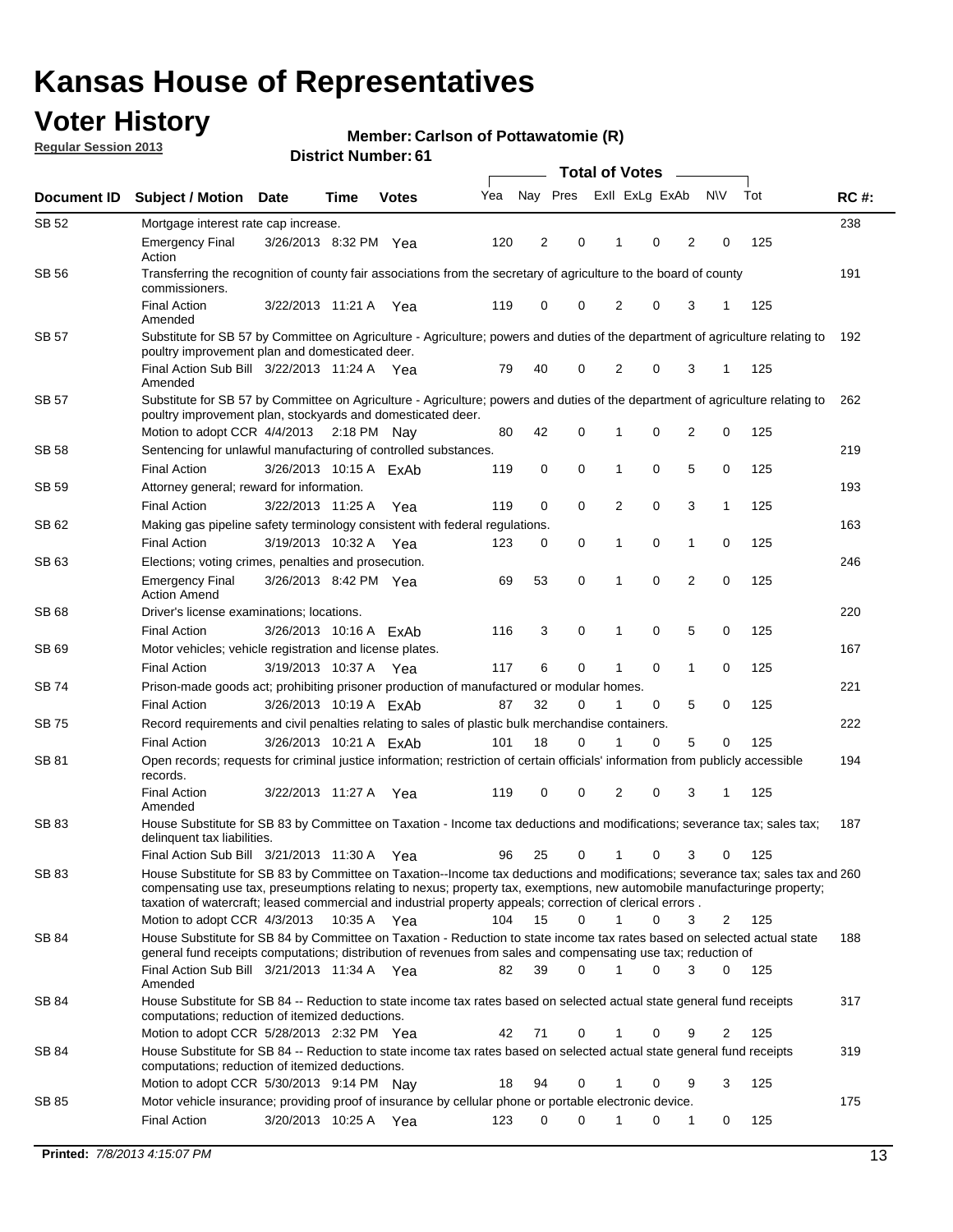# Kansas House of Representatives

## Voter History

**Regular Session 2013**

**Member: Carlson of Pottawatomie (R)**

**District Number: 61**

| Document ID | Subject / Motion | Date | Time | Votes | Yea | Nay | Pres | ExII | ExLg | ExAb | N\V | Tot | RC #: |
|---|---|---|---|---|---|---|---|---|---|---|---|---|---|
| SB 52 | Mortgage interest rate cap increase. | | | | | | | | | | | | 238 |
| | Emergency Final Action | 3/26/2013 | 8:32 PM | Yea | 120 | 2 | 0 | 1 | 0 | 2 | 0 | 125 | |
| SB 56 | Transferring the recognition of county fair associations from the secretary of agriculture to the board of county commissioners. | | | | | | | | | | | | 191 |
| | Final Action Amended | 3/22/2013 | 11:21 A | Yea | 119 | 0 | 0 | 2 | 0 | 3 | 1 | 125 | |
| SB 57 | Substitute for SB 57 by Committee on Agriculture - Agriculture; powers and duties of the department of agriculture relating to poultry improvement plan and domesticated deer. | | | | | | | | | | | | 192 |
| | Final Action Sub Bill Amended | 3/22/2013 | 11:24 A | Yea | 79 | 40 | 0 | 2 | 0 | 3 | 1 | 125 | |
| SB 57 | Substitute for SB 57 by Committee on Agriculture - Agriculture; powers and duties of the department of agriculture relating to poultry improvement plan, stockyards and domesticated deer. | | | | | | | | | | | | 262 |
| | Motion to adopt CCR | 4/4/2013 | 2:18 PM | Nay | 80 | 42 | 0 | 1 | 0 | 2 | 0 | 125 | |
| SB 58 | Sentencing for unlawful manufacturing of controlled substances. | | | | | | | | | | | | 219 |
| | Final Action | 3/26/2013 | 10:15 A | ExAb | 119 | 0 | 0 | 1 | 0 | 5 | 0 | 125 | |
| SB 59 | Attorney general; reward for information. | | | | | | | | | | | | 193 |
| | Final Action | 3/22/2013 | 11:25 A | Yea | 119 | 0 | 0 | 2 | 0 | 3 | 1 | 125 | |
| SB 62 | Making gas pipeline safety terminology consistent with federal regulations. | | | | | | | | | | | | 163 |
| | Final Action | 3/19/2013 | 10:32 A | Yea | 123 | 0 | 0 | 1 | 0 | 1 | 0 | 125 | |
| SB 63 | Elections; voting crimes, penalties and prosecution. | | | | | | | | | | | | 246 |
| | Emergency Final Action Amend | 3/26/2013 | 8:42 PM | Yea | 69 | 53 | 0 | 1 | 0 | 2 | 0 | 125 | |
| SB 68 | Driver's license examinations; locations. | | | | | | | | | | | | 220 |
| | Final Action | 3/26/2013 | 10:16 A | ExAb | 116 | 3 | 0 | 1 | 0 | 5 | 0 | 125 | |
| SB 69 | Motor vehicles; vehicle registration and license plates. | | | | | | | | | | | | 167 |
| | Final Action | 3/19/2013 | 10:37 A | Yea | 117 | 6 | 0 | 1 | 0 | 1 | 0 | 125 | |
| SB 74 | Prison-made goods act; prohibiting prisoner production of manufactured or modular homes. | | | | | | | | | | | | 221 |
| | Final Action | 3/26/2013 | 10:19 A | ExAb | 87 | 32 | 0 | 1 | 0 | 5 | 0 | 125 | |
| SB 75 | Record requirements and civil penalties relating to sales of plastic bulk merchandise containers. | | | | | | | | | | | | 222 |
| | Final Action | 3/26/2013 | 10:21 A | ExAb | 101 | 18 | 0 | 1 | 0 | 5 | 0 | 125 | |
| SB 81 | Open records; requests for criminal justice information; restriction of certain officials' information from publicly accessible records. | | | | | | | | | | | | 194 |
| | Final Action Amended | 3/22/2013 | 11:27 A | Yea | 119 | 0 | 0 | 2 | 0 | 3 | 1 | 125 | |
| SB 83 | House Substitute for SB 83 by Committee on Taxation - Income tax deductions and modifications; severance tax; sales tax; delinquent tax liabilities. | | | | | | | | | | | | 187 |
| | Final Action Sub Bill | 3/21/2013 | 11:30 A | Yea | 96 | 25 | 0 | 1 | 0 | 3 | 0 | 125 | |
| SB 83 | House Substitute for SB 83 by Committee on Taxation--Income tax deductions and modifications; severance tax; sales tax and compensating use tax, preseumptions relating to nexus; property tax, exemptions, new automobile manufacturinge property; taxation of watercraft; leased commercial and industrial property appeals; correction of clerical errors . | | | | | | | | | | | | 260 |
| | Motion to adopt CCR | 4/3/2013 | 10:35 A | Yea | 104 | 15 | 0 | 1 | 0 | 3 | 2 | 125 | |
| SB 84 | House Substitute for SB 84 by Committee on Taxation - Reduction to state income tax rates based on selected actual state general fund receipts computations; distribution of revenues from sales and compensating use tax; reduction of | | | | | | | | | | | | 188 |
| | Final Action Sub Bill Amended | 3/21/2013 | 11:34 A | Yea | 82 | 39 | 0 | 1 | 0 | 3 | 0 | 125 | |
| SB 84 | House Substitute for SB 84 -- Reduction to state income tax rates based on selected actual state general fund receipts computations; reduction of itemized deductions. | | | | | | | | | | | | 317 |
| | Motion to adopt CCR | 5/28/2013 | 2:32 PM | Yea | 42 | 71 | 0 | 1 | 0 | 9 | 2 | 125 | |
| SB 84 | House Substitute for SB 84 -- Reduction to state income tax rates based on selected actual state general fund receipts computations; reduction of itemized deductions. | | | | | | | | | | | | 319 |
| | Motion to adopt CCR | 5/30/2013 | 9:14 PM | Nay | 18 | 94 | 0 | 1 | 0 | 9 | 3 | 125 | |
| SB 85 | Motor vehicle insurance; providing proof of insurance by cellular phone or portable electronic device. | | | | | | | | | | | | 175 |
| | Final Action | 3/20/2013 | 10:25 A | Yea | 123 | 0 | 0 | 1 | 0 | 1 | 0 | 125 | |

**Printed:** *7/8/2013 4:15:07 PM*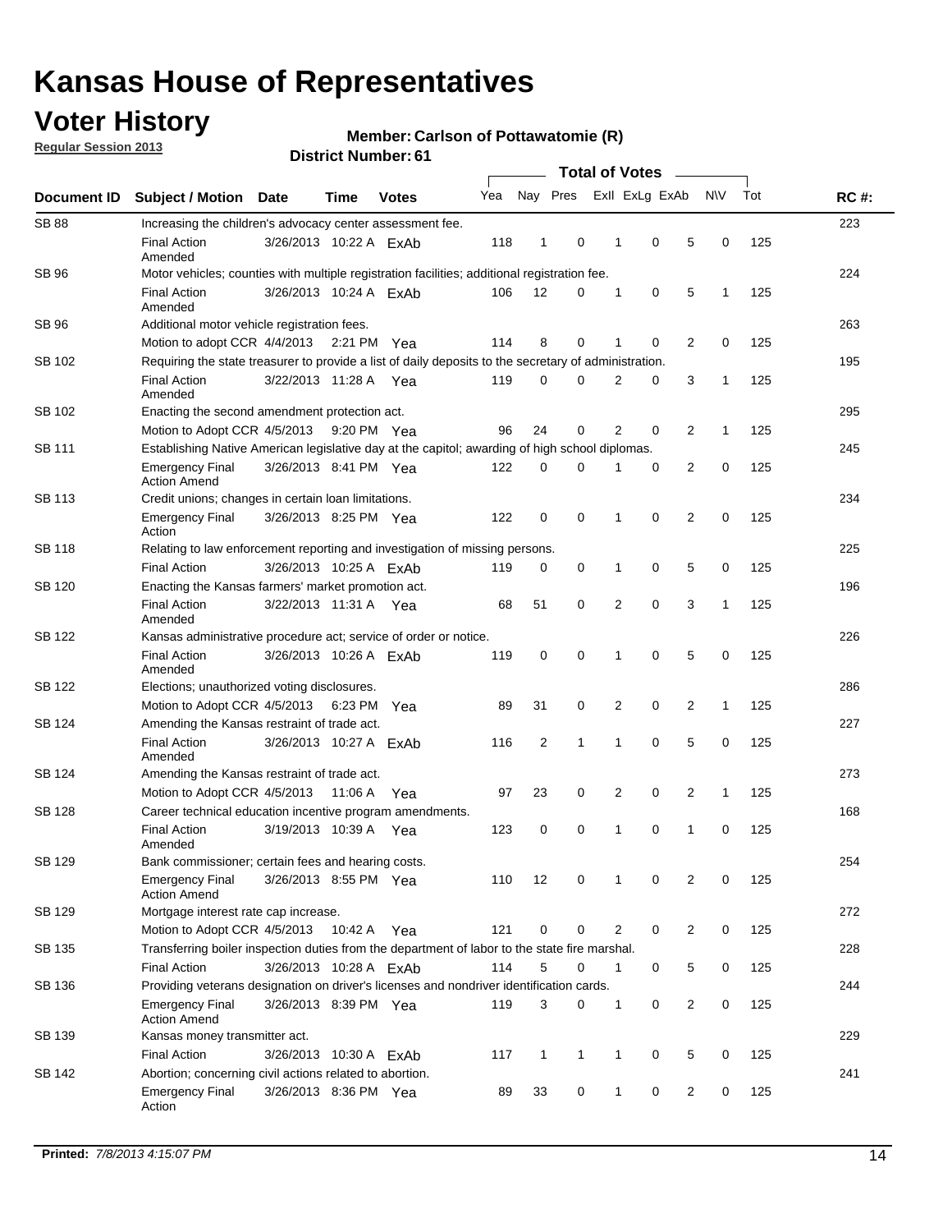# Kansas House of Representatives

## Voter History

**Regular Session 2013**

**Member: Carlson of Pottawatomie (R)**

**District Number: 61**

| Document ID | Subject / Motion | Date | Time | Votes | Yea | Nay | Pres | ExII | ExLg | ExAb | N\V | Tot | RC #: |
|---|---|---|---|---|---|---|---|---|---|---|---|---|---|
| SB 88 | Increasing the children's advocacy center assessment fee. | | | | | | | | | | | | 223 |
| | Final Action Amended | 3/26/2013 | 10:22 A | ExAb | 118 | 1 | 0 | 1 | 0 | 5 | 0 | 125 | |
| SB 96 | Motor vehicles; counties with multiple registration facilities; additional registration fee. | | | | | | | | | | | | 224 |
| | Final Action Amended | 3/26/2013 | 10:24 A | ExAb | 106 | 12 | 0 | 1 | 0 | 5 | 1 | 125 | |
| SB 96 | Additional motor vehicle registration fees. | | | | | | | | | | | | 263 |
| | Motion to adopt CCR | 4/4/2013 | 2:21 PM | Yea | 114 | 8 | 0 | 1 | 0 | 2 | 0 | 125 | |
| SB 102 | Requiring the state treasurer to provide a list of daily deposits to the secretary of administration. | | | | | | | | | | | | 195 |
| | Final Action Amended | 3/22/2013 | 11:28 A | Yea | 119 | 0 | 0 | 2 | 0 | 3 | 1 | 125 | |
| SB 102 | Enacting the second amendment protection act. | | | | | | | | | | | | 295 |
| | Motion to Adopt CCR | 4/5/2013 | 9:20 PM | Yea | 96 | 24 | 0 | 2 | 0 | 2 | 1 | 125 | |
| SB 111 | Establishing Native American legislative day at the capitol; awarding of high school diplomas. | | | | | | | | | | | | 245 |
| | Emergency Final Action Amend | 3/26/2013 | 8:41 PM | Yea | 122 | 0 | 0 | 1 | 0 | 2 | 0 | 125 | |
| SB 113 | Credit unions; changes in certain loan limitations. | | | | | | | | | | | | 234 |
| | Emergency Final Action | 3/26/2013 | 8:25 PM | Yea | 122 | 0 | 0 | 1 | 0 | 2 | 0 | 125 | |
| SB 118 | Relating to law enforcement reporting and investigation of missing persons. | | | | | | | | | | | | 225 |
| | Final Action | 3/26/2013 | 10:25 A | ExAb | 119 | 0 | 0 | 1 | 0 | 5 | 0 | 125 | |
| SB 120 | Enacting the Kansas farmers' market promotion act. | | | | | | | | | | | | 196 |
| | Final Action Amended | 3/22/2013 | 11:31 A | Yea | 68 | 51 | 0 | 2 | 0 | 3 | 1 | 125 | |
| SB 122 | Kansas administrative procedure act; service of order or notice. | | | | | | | | | | | | 226 |
| | Final Action Amended | 3/26/2013 | 10:26 A | ExAb | 119 | 0 | 0 | 1 | 0 | 5 | 0 | 125 | |
| SB 122 | Elections; unauthorized voting disclosures. | | | | | | | | | | | | 286 |
| | Motion to Adopt CCR | 4/5/2013 | 6:23 PM | Yea | 89 | 31 | 0 | 2 | 0 | 2 | 1 | 125 | |
| SB 124 | Amending the Kansas restraint of trade act. | | | | | | | | | | | | 227 |
| | Final Action Amended | 3/26/2013 | 10:27 A | ExAb | 116 | 2 | 1 | 1 | 0 | 5 | 0 | 125 | |
| SB 124 | Amending the Kansas restraint of trade act. | | | | | | | | | | | | 273 |
| | Motion to Adopt CCR | 4/5/2013 | 11:06 A | Yea | 97 | 23 | 0 | 2 | 0 | 2 | 1 | 125 | |
| SB 128 | Career technical education incentive program amendments. | | | | | | | | | | | | 168 |
| | Final Action Amended | 3/19/2013 | 10:39 A | Yea | 123 | 0 | 0 | 1 | 0 | 1 | 0 | 125 | |
| SB 129 | Bank commissioner; certain fees and hearing costs. | | | | | | | | | | | | 254 |
| | Emergency Final Action Amend | 3/26/2013 | 8:55 PM | Yea | 110 | 12 | 0 | 1 | 0 | 2 | 0 | 125 | |
| SB 129 | Mortgage interest rate cap increase. | | | | | | | | | | | | 272 |
| | Motion to Adopt CCR | 4/5/2013 | 10:42 A | Yea | 121 | 0 | 0 | 2 | 0 | 2 | 0 | 125 | |
| SB 135 | Transferring boiler inspection duties from the department of labor to the state fire marshal. | | | | | | | | | | | | 228 |
| | Final Action | 3/26/2013 | 10:28 A | ExAb | 114 | 5 | 0 | 1 | 0 | 5 | 0 | 125 | |
| SB 136 | Providing veterans designation on driver's licenses and nondriver identification cards. | | | | | | | | | | | | 244 |
| | Emergency Final Action Amend | 3/26/2013 | 8:39 PM | Yea | 119 | 3 | 0 | 1 | 0 | 2 | 0 | 125 | |
| SB 139 | Kansas money transmitter act. | | | | | | | | | | | | 229 |
| | Final Action | 3/26/2013 | 10:30 A | ExAb | 117 | 1 | 1 | 1 | 0 | 5 | 0 | 125 | |
| SB 142 | Abortion; concerning civil actions related to abortion. | | | | | | | | | | | | 241 |
| | Emergency Final Action | 3/26/2013 | 8:36 PM | Yea | 89 | 33 | 0 | 1 | 0 | 2 | 0 | 125 | |

**Printed:** *7/8/2013 4:15:07 PM*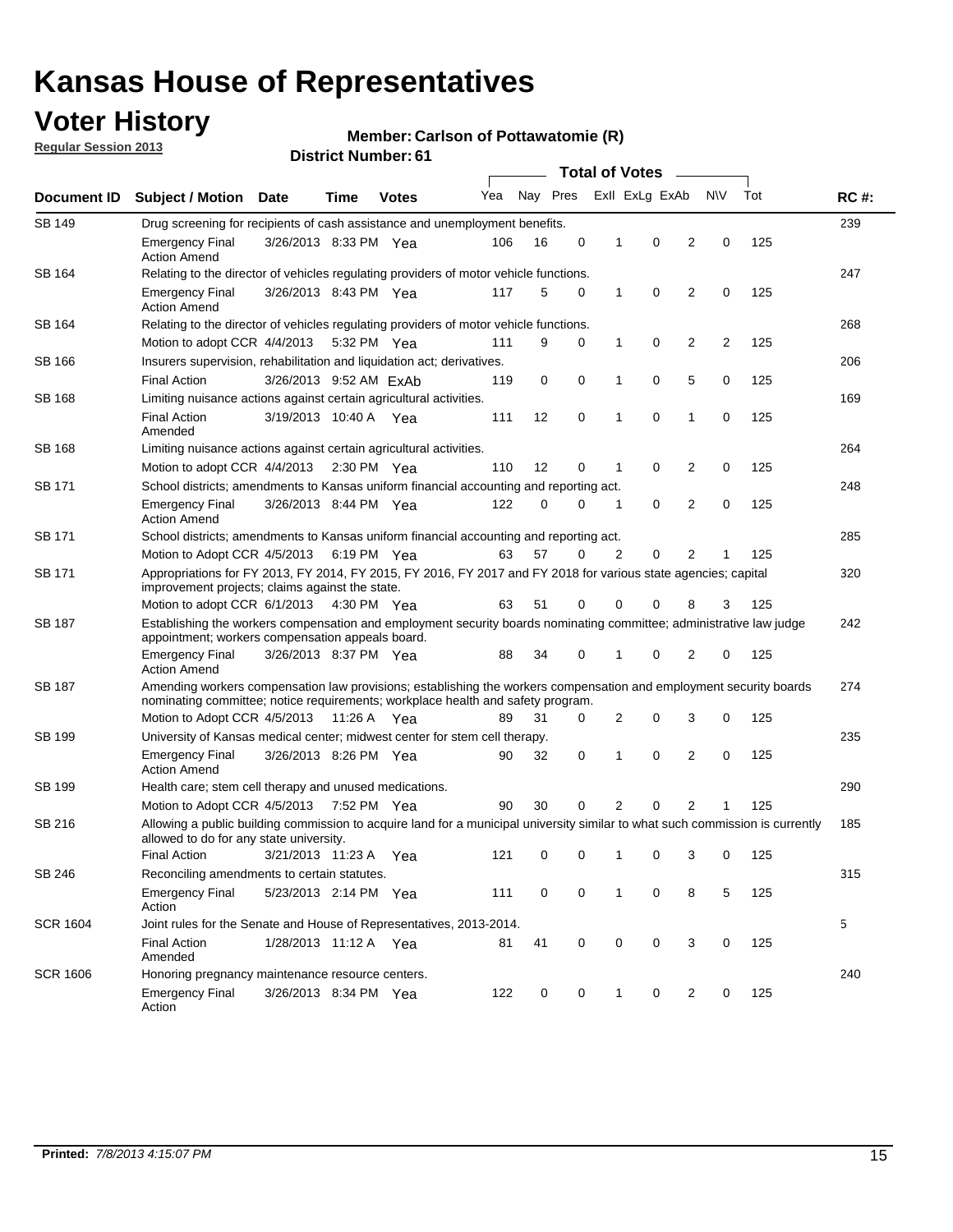# Kansas House of Representatives

## Voter History

**Regular Session 2013**

**Member: Carlson of Pottawatomie (R)**

**District Number: 61**

| Document ID | Subject / Motion | Date | Time | Votes | Yea | Nay | Pres | ExII | ExLg | ExAb | N\V | Tot | RC #: |
|---|---|---|---|---|---|---|---|---|---|---|---|---|---|
| SB 149 | Drug screening for recipients of cash assistance and unemployment benefits. | | | | | | | | | | | | 239 |
| | Emergency Final Action Amend | 3/26/2013 | 8:33 PM | Yea | 106 | 16 | 0 | 1 | 0 | 2 | 0 | 125 | |
| SB 164 | Relating to the director of vehicles regulating providers of motor vehicle functions. | | | | | | | | | | | | 247 |
| | Emergency Final Action Amend | 3/26/2013 | 8:43 PM | Yea | 117 | 5 | 0 | 1 | 0 | 2 | 0 | 125 | |
| SB 164 | Relating to the director of vehicles regulating providers of motor vehicle functions. | | | | | | | | | | | | 268 |
| | Motion to adopt CCR | 4/4/2013 | 5:32 PM | Yea | 111 | 9 | 0 | 1 | 0 | 2 | 2 | 125 | |
| SB 166 | Insurers supervision, rehabilitation and liquidation act; derivatives. | | | | | | | | | | | | 206 |
| | Final Action | 3/26/2013 | 9:52 AM | ExAb | 119 | 0 | 0 | 1 | 0 | 5 | 0 | 125 | |
| SB 168 | Limiting nuisance actions against certain agricultural activities. | | | | | | | | | | | | 169 |
| | Final Action Amended | 3/19/2013 | 10:40 A | Yea | 111 | 12 | 0 | 1 | 0 | 1 | 0 | 125 | |
| SB 168 | Limiting nuisance actions against certain agricultural activities. | | | | | | | | | | | | 264 |
| | Motion to adopt CCR | 4/4/2013 | 2:30 PM | Yea | 110 | 12 | 0 | 1 | 0 | 2 | 0 | 125 | |
| SB 171 | School districts; amendments to Kansas uniform financial accounting and reporting act. | | | | | | | | | | | | 248 |
| | Emergency Final Action Amend | 3/26/2013 | 8:44 PM | Yea | 122 | 0 | 0 | 1 | 0 | 2 | 0 | 125 | |
| SB 171 | School districts; amendments to Kansas uniform financial accounting and reporting act. | | | | | | | | | | | | 285 |
| | Motion to Adopt CCR | 4/5/2013 | 6:19 PM | Yea | 63 | 57 | 0 | 2 | 0 | 2 | 1 | 125 | |
| SB 171 | Appropriations for FY 2013, FY 2014, FY 2015, FY 2016, FY 2017 and FY 2018 for various state agencies; capital improvement projects; claims against the state. | | | | | | | | | | | | 320 |
| | Motion to adopt CCR | 6/1/2013 | 4:30 PM | Yea | 63 | 51 | 0 | 0 | 0 | 8 | 3 | 125 | |
| SB 187 | Establishing the workers compensation and employment security boards nominating committee; administrative law judge appointment; workers compensation appeals board. | | | | | | | | | | | | 242 |
| | Emergency Final Action Amend | 3/26/2013 | 8:37 PM | Yea | 88 | 34 | 0 | 1 | 0 | 2 | 0 | 125 | |
| SB 187 | Amending workers compensation law provisions; establishing the workers compensation and employment security boards nominating committee; notice requirements; workplace health and safety program. | | | | | | | | | | | | 274 |
| | Motion to Adopt CCR | 4/5/2013 | 11:26 A | Yea | 89 | 31 | 0 | 2 | 0 | 3 | 0 | 125 | |
| SB 199 | University of Kansas medical center; midwest center for stem cell therapy. | | | | | | | | | | | | 235 |
| | Emergency Final Action Amend | 3/26/2013 | 8:26 PM | Yea | 90 | 32 | 0 | 1 | 0 | 2 | 0 | 125 | |
| SB 199 | Health care; stem cell therapy and unused medications. | | | | | | | | | | | | 290 |
| | Motion to Adopt CCR | 4/5/2013 | 7:52 PM | Yea | 90 | 30 | 0 | 2 | 0 | 2 | 1 | 125 | |
| SB 216 | Allowing a public building commission to acquire land for a municipal university similar to what such commission is currently allowed to do for any state university. | | | | | | | | | | | | 185 |
| | Final Action | 3/21/2013 | 11:23 A | Yea | 121 | 0 | 0 | 1 | 0 | 3 | 0 | 125 | |
| SB 246 | Reconciling amendments to certain statutes. | | | | | | | | | | | | 315 |
| | Emergency Final Action | 5/23/2013 | 2:14 PM | Yea | 111 | 0 | 0 | 1 | 0 | 8 | 5 | 125 | |
| SCR 1604 | Joint rules for the Senate and House of Representatives, 2013-2014. | | | | | | | | | | | | 5 |
| | Final Action Amended | 1/28/2013 | 11:12 A | Yea | 81 | 41 | 0 | 0 | 0 | 3 | 0 | 125 | |
| SCR 1606 | Honoring pregnancy maintenance resource centers. | | | | | | | | | | | | 240 |
| | Emergency Final Action | 3/26/2013 | 8:34 PM | Yea | 122 | 0 | 0 | 1 | 0 | 2 | 0 | 125 | |

**Printed:** *7/8/2013 4:15:07 PM*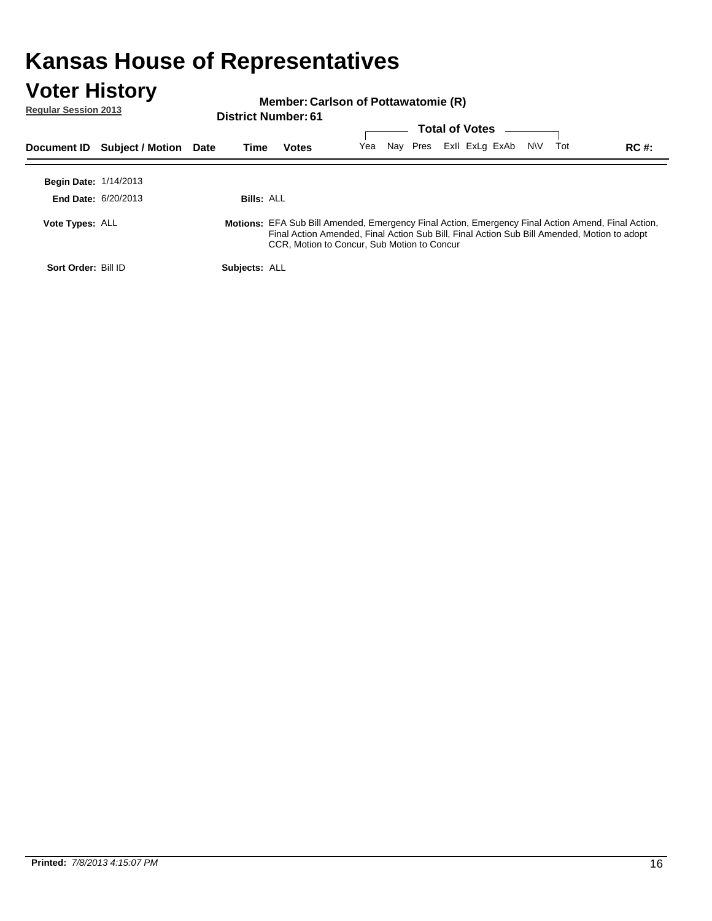# Kansas House of Representatives

## Voter History

**Regular Session 2013**

**Member: Carlson of Pottawatomie (R)**

**District Number: 61**

| Document ID | Subject / Motion | Date | Time | Votes | Yea | Nay | Pres | ExII | ExLg | ExAb | N\V | Tot | RC #: |
|---|---|---|---|---|---|---|---|---|---|---|---|---|---|

**Begin Date:** 1/14/2013

**End Date:** 6/20/2013

**Bills:** ALL

**Vote Types:** ALL

**Motions:** EFA Sub Bill Amended, Emergency Final Action, Emergency Final Action Amend, Final Action, Final Action Amended, Final Action Sub Bill, Final Action Sub Bill Amended, Motion to adopt CCR, Motion to Concur, Sub Motion to Concur

**Sort Order:** Bill ID

**Subjects:** ALL

**Printed:** *7/8/2013 4:15:07 PM*